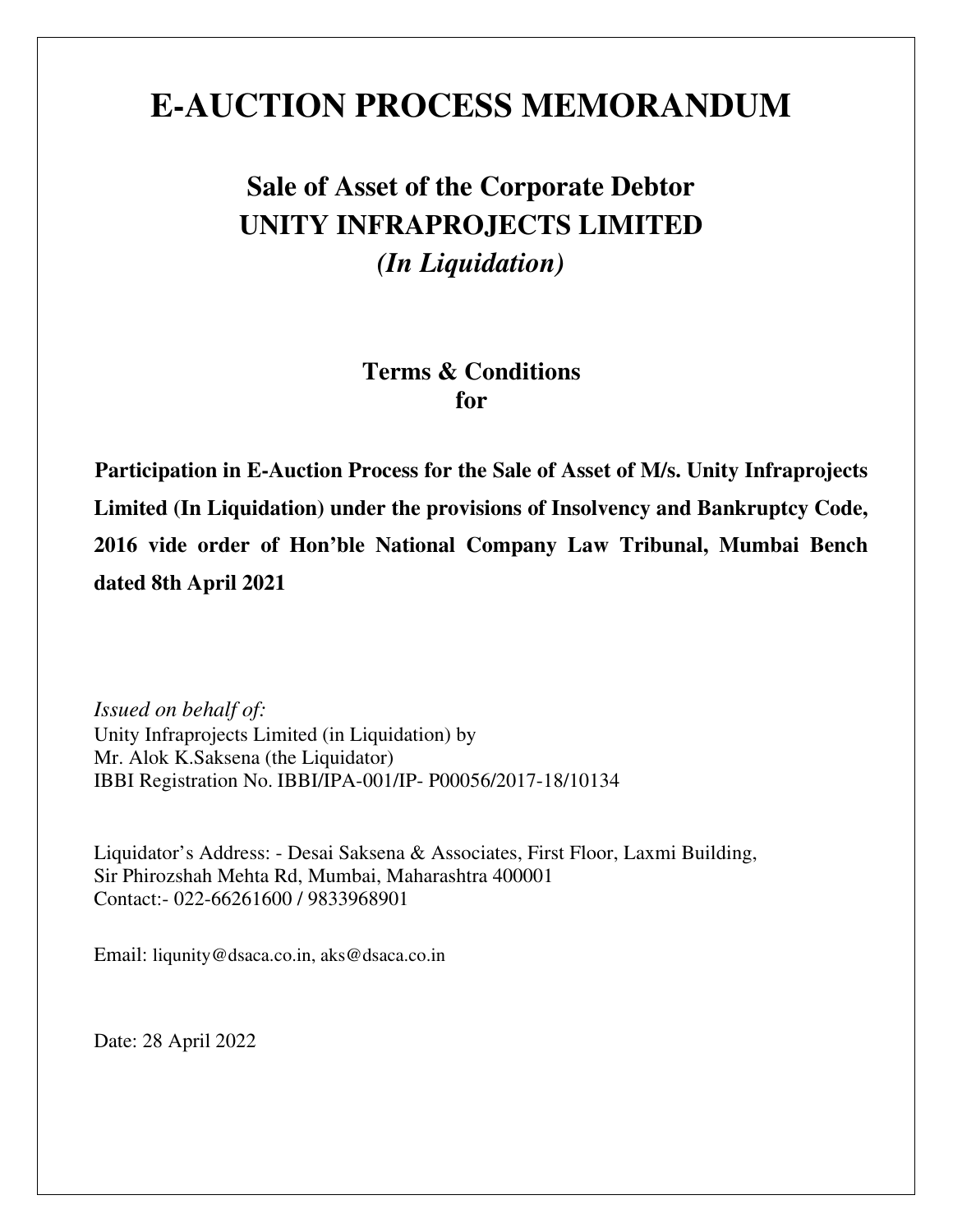# E-AUCTION PROCESS MEMORANDUM

## Sale of Asset of the Corporate Debtor
## UNITY INFRAPROJECTS LIMITED
## *(In Liquidation)*

### Terms & Conditions
### for

**Participation in E-Auction Process for the Sale of Asset of M/s. Unity Infraprojects Limited (In Liquidation) under the provisions of Insolvency and Bankruptcy Code, 2016 vide order of Hon'ble National Company Law Tribunal, Mumbai Bench dated 8th April 2021**

*Issued on behalf of:*
Unity Infraprojects Limited (in Liquidation) by
Mr. Alok K.Saksena (the Liquidator)
IBBI Registration No. IBBI/IPA-001/IP- P00056/2017-18/10134

Liquidator's Address: - Desai Saksena & Associates, First Floor, Laxmi Building,
Sir Phirozshah Mehta Rd, Mumbai, Maharashtra 400001
Contact:- 022-66261600 / 9833968901

Email: liqunity@dsaca.co.in, aks@dsaca.co.in

Date: 28 April 2022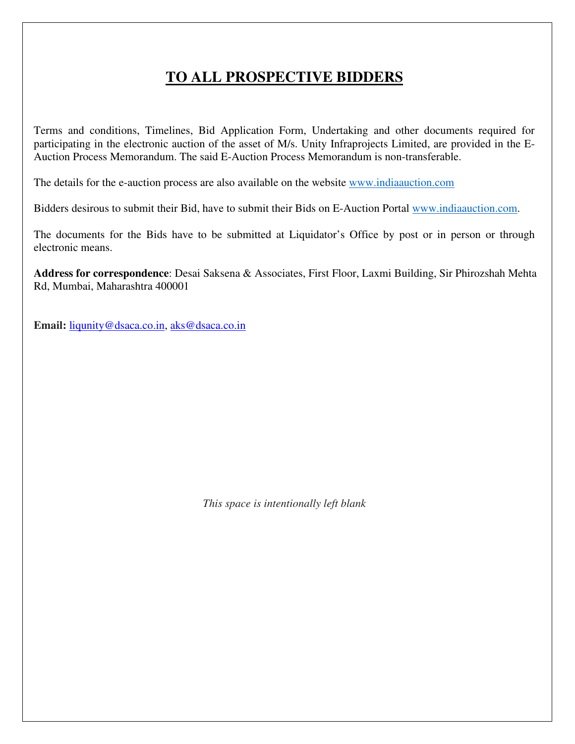# TO ALL PROSPECTIVE BIDDERS

Terms and conditions, Timelines, Bid Application Form, Undertaking and other documents required for participating in the electronic auction of the asset of M/s. Unity Infraprojects Limited, are provided in the E-Auction Process Memorandum. The said E-Auction Process Memorandum is non-transferable.

The details for the e-auction process are also available on the website www.indiaauction.com

Bidders desirous to submit their Bid, have to submit their Bids on E-Auction Portal www.indiaauction.com.

The documents for the Bids have to be submitted at Liquidator's Office by post or in person or through electronic means.

**Address for correspondence**: Desai Saksena & Associates, First Floor, Laxmi Building, Sir Phirozshah Mehta Rd, Mumbai, Maharashtra 400001

**Email:** liqunity@dsaca.co.in, aks@dsaca.co.in

*This space is intentionally left blank*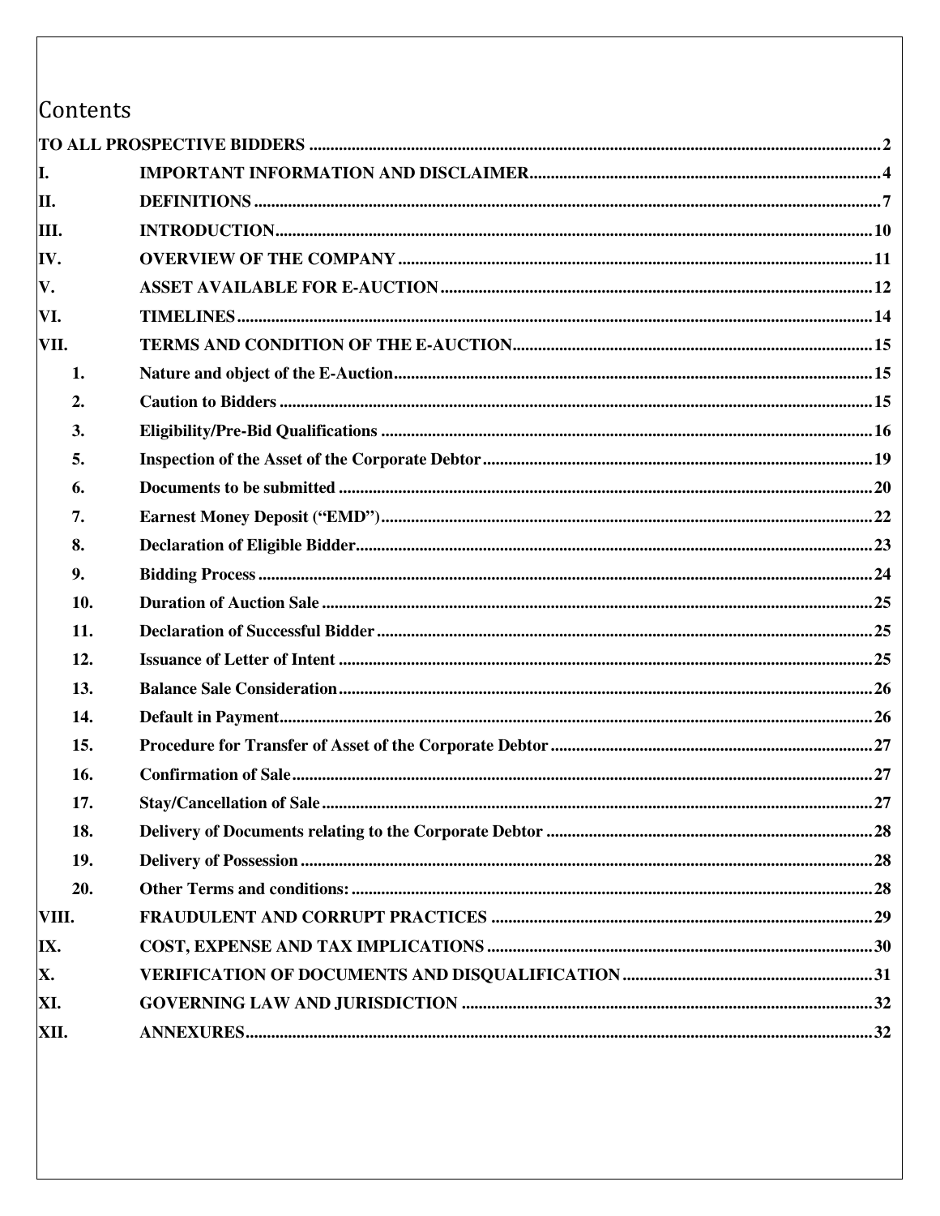# Contents

| | | |
|---|---|---|
| **TO ALL PROSPECTIVE BIDDERS** | | **2** |
| **I.** | **IMPORTANT INFORMATION AND DISCLAIMER** | **4** |
| **II.** | **DEFINITIONS** | **7** |
| **III.** | **INTRODUCTION** | **10** |
| **IV.** | **OVERVIEW OF THE COMPANY** | **11** |
| **V.** | **ASSET AVAILABLE FOR E-AUCTION** | **12** |
| **VI.** | **TIMELINES** | **14** |
| **VII.** | **TERMS AND CONDITION OF THE E-AUCTION** | **15** |
| **1.** | **Nature and object of the E-Auction** | **15** |
| **2.** | **Caution to Bidders** | **15** |
| **3.** | **Eligibility/Pre-Bid Qualifications** | **16** |
| **5.** | **Inspection of the Asset of the Corporate Debtor** | **19** |
| **6.** | **Documents to be submitted** | **20** |
| **7.** | **Earnest Money Deposit (“EMD”)** | **22** |
| **8.** | **Declaration of Eligible Bidder** | **23** |
| **9.** | **Bidding Process** | **24** |
| **10.** | **Duration of Auction Sale** | **25** |
| **11.** | **Declaration of Successful Bidder** | **25** |
| **12.** | **Issuance of Letter of Intent** | **25** |
| **13.** | **Balance Sale Consideration** | **26** |
| **14.** | **Default in Payment** | **26** |
| **15.** | **Procedure for Transfer of Asset of the Corporate Debtor** | **27** |
| **16.** | **Confirmation of Sale** | **27** |
| **17.** | **Stay/Cancellation of Sale** | **27** |
| **18.** | **Delivery of Documents relating to the Corporate Debtor** | **28** |
| **19.** | **Delivery of Possession** | **28** |
| **20.** | **Other Terms and conditions:** | **28** |
| **VIII.** | **FRAUDULENT AND CORRUPT PRACTICES** | **29** |
| **IX.** | **COST, EXPENSE AND TAX IMPLICATIONS** | **30** |
| **X.** | **VERIFICATION OF DOCUMENTS AND DISQUALIFICATION** | **31** |
| **XI.** | **GOVERNING LAW AND JURISDICTION** | **32** |
| **XII.** | **ANNEXURES** | **32** |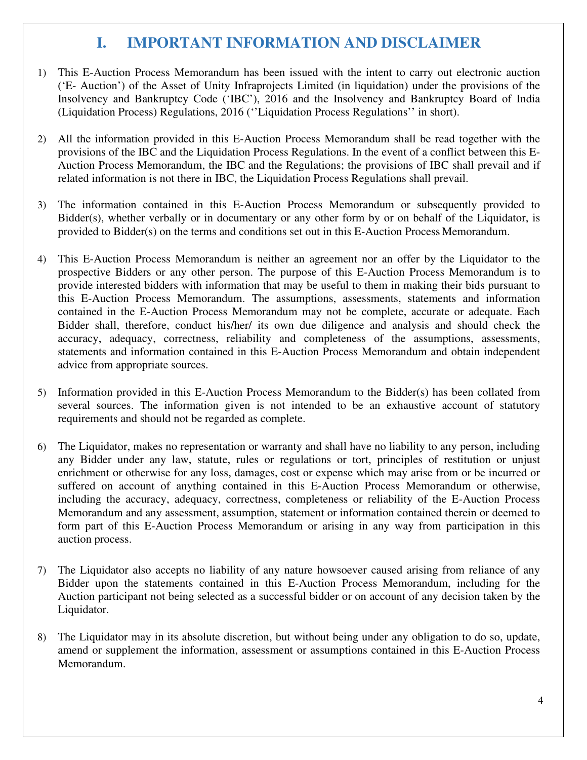# I. IMPORTANT INFORMATION AND DISCLAIMER

1) This E-Auction Process Memorandum has been issued with the intent to carry out electronic auction ('E- Auction') of the Asset of Unity Infraprojects Limited (in liquidation) under the provisions of the Insolvency and Bankruptcy Code ('IBC'), 2016 and the Insolvency and Bankruptcy Board of India (Liquidation Process) Regulations, 2016 (''Liquidation Process Regulations'' in short).

2) All the information provided in this E-Auction Process Memorandum shall be read together with the provisions of the IBC and the Liquidation Process Regulations. In the event of a conflict between this E-Auction Process Memorandum, the IBC and the Regulations; the provisions of IBC shall prevail and if related information is not there in IBC, the Liquidation Process Regulations shall prevail.

3) The information contained in this E-Auction Process Memorandum or subsequently provided to Bidder(s), whether verbally or in documentary or any other form by or on behalf of the Liquidator, is provided to Bidder(s) on the terms and conditions set out in this E-Auction Process Memorandum.

4) This E-Auction Process Memorandum is neither an agreement nor an offer by the Liquidator to the prospective Bidders or any other person. The purpose of this E-Auction Process Memorandum is to provide interested bidders with information that may be useful to them in making their bids pursuant to this E-Auction Process Memorandum. The assumptions, assessments, statements and information contained in the E-Auction Process Memorandum may not be complete, accurate or adequate. Each Bidder shall, therefore, conduct his/her/ its own due diligence and analysis and should check the accuracy, adequacy, correctness, reliability and completeness of the assumptions, assessments, statements and information contained in this E-Auction Process Memorandum and obtain independent advice from appropriate sources.

5) Information provided in this E-Auction Process Memorandum to the Bidder(s) has been collated from several sources. The information given is not intended to be an exhaustive account of statutory requirements and should not be regarded as complete.

6) The Liquidator, makes no representation or warranty and shall have no liability to any person, including any Bidder under any law, statute, rules or regulations or tort, principles of restitution or unjust enrichment or otherwise for any loss, damages, cost or expense which may arise from or be incurred or suffered on account of anything contained in this E-Auction Process Memorandum or otherwise, including the accuracy, adequacy, correctness, completeness or reliability of the E-Auction Process Memorandum and any assessment, assumption, statement or information contained therein or deemed to form part of this E-Auction Process Memorandum or arising in any way from participation in this auction process.

7) The Liquidator also accepts no liability of any nature howsoever caused arising from reliance of any Bidder upon the statements contained in this E-Auction Process Memorandum, including for the Auction participant not being selected as a successful bidder or on account of any decision taken by the Liquidator.

8) The Liquidator may in its absolute discretion, but without being under any obligation to do so, update, amend or supplement the information, assessment or assumptions contained in this E-Auction Process Memorandum.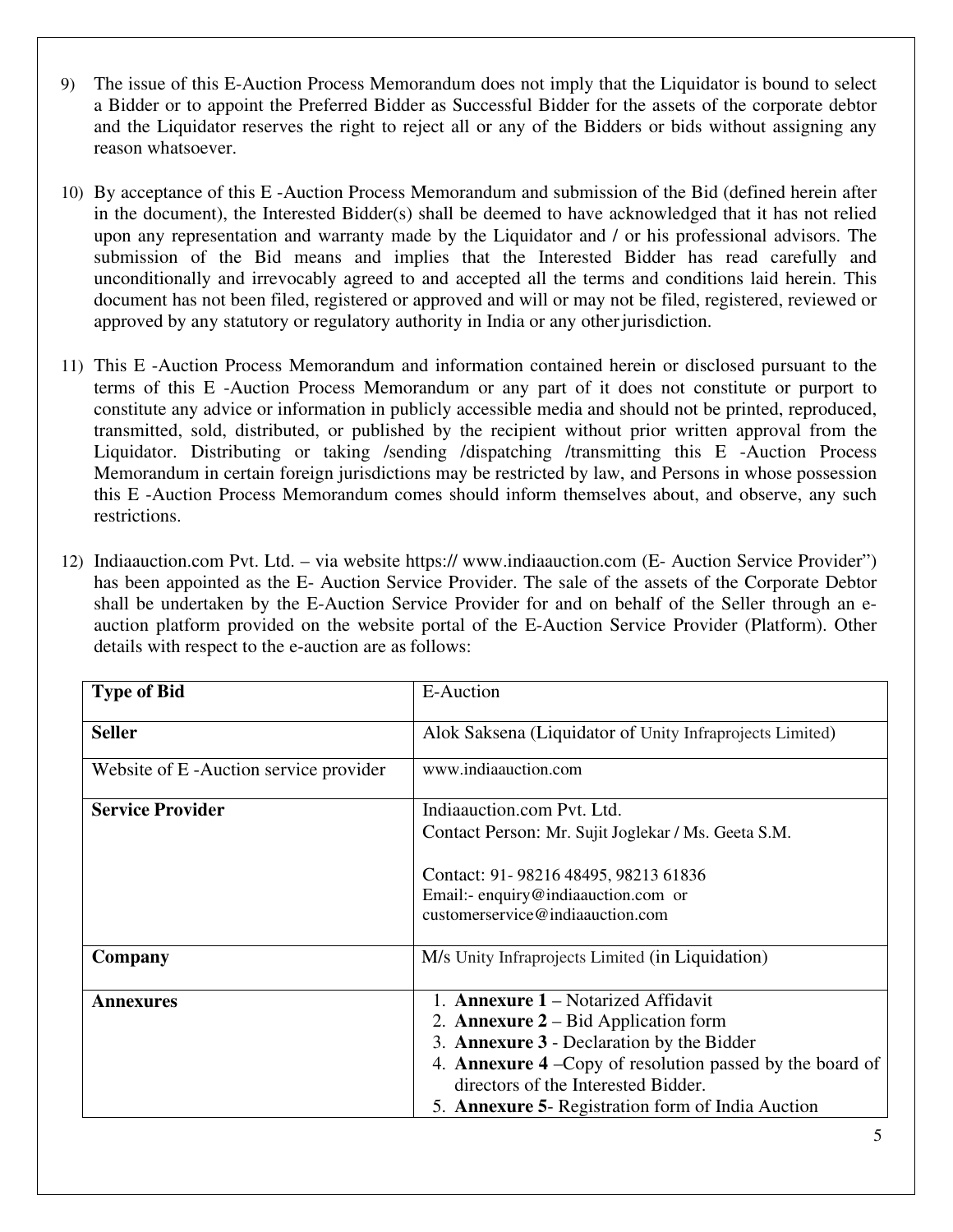9) The issue of this E-Auction Process Memorandum does not imply that the Liquidator is bound to select a Bidder or to appoint the Preferred Bidder as Successful Bidder for the assets of the corporate debtor and the Liquidator reserves the right to reject all or any of the Bidders or bids without assigning any reason whatsoever.

10) By acceptance of this E -Auction Process Memorandum and submission of the Bid (defined herein after in the document), the Interested Bidder(s) shall be deemed to have acknowledged that it has not relied upon any representation and warranty made by the Liquidator and / or his professional advisors. The submission of the Bid means and implies that the Interested Bidder has read carefully and unconditionally and irrevocably agreed to and accepted all the terms and conditions laid herein. This document has not been filed, registered or approved and will or may not be filed, registered, reviewed or approved by any statutory or regulatory authority in India or any other jurisdiction.

11) This E -Auction Process Memorandum and information contained herein or disclosed pursuant to the terms of this E -Auction Process Memorandum or any part of it does not constitute or purport to constitute any advice or information in publicly accessible media and should not be printed, reproduced, transmitted, sold, distributed, or published by the recipient without prior written approval from the Liquidator. Distributing or taking /sending /dispatching /transmitting this E -Auction Process Memorandum in certain foreign jurisdictions may be restricted by law, and Persons in whose possession this E -Auction Process Memorandum comes should inform themselves about, and observe, any such restrictions.

12) Indiaauction.com Pvt. Ltd. – via website https:// www.indiaauction.com (E- Auction Service Provider") has been appointed as the E- Auction Service Provider. The sale of the assets of the Corporate Debtor shall be undertaken by the E-Auction Service Provider for and on behalf of the Seller through an e-auction platform provided on the website portal of the E-Auction Service Provider (Platform). Other details with respect to the e-auction are as follows:

| **Type of Bid** | E-Auction |
|---|---|
| **Seller** | Alok Saksena (Liquidator of Unity Infraprojects Limited) |
| Website of E -Auction service provider | www.indiaauction.com |
| **Service Provider** | Indiaauction.com Pvt. Ltd.<br>Contact Person: Mr. Sujit Joglekar / Ms. Geeta S.M.<br><br>Contact: 91- 98216 48495, 98213 61836<br>Email:- enquiry@indiaauction.com or customerservice@indiaauction.com |
| **Company** | M/s Unity Infraprojects Limited (in Liquidation) |
| **Annexures** | 1. **Annexure 1** – Notarized Affidavit<br>2. **Annexure 2** – Bid Application form<br>3. **Annexure 3** - Declaration by the Bidder<br>4. **Annexure 4** –Copy of resolution passed by the board of directors of the Interested Bidder.<br>5. **Annexure 5**- Registration form of India Auction |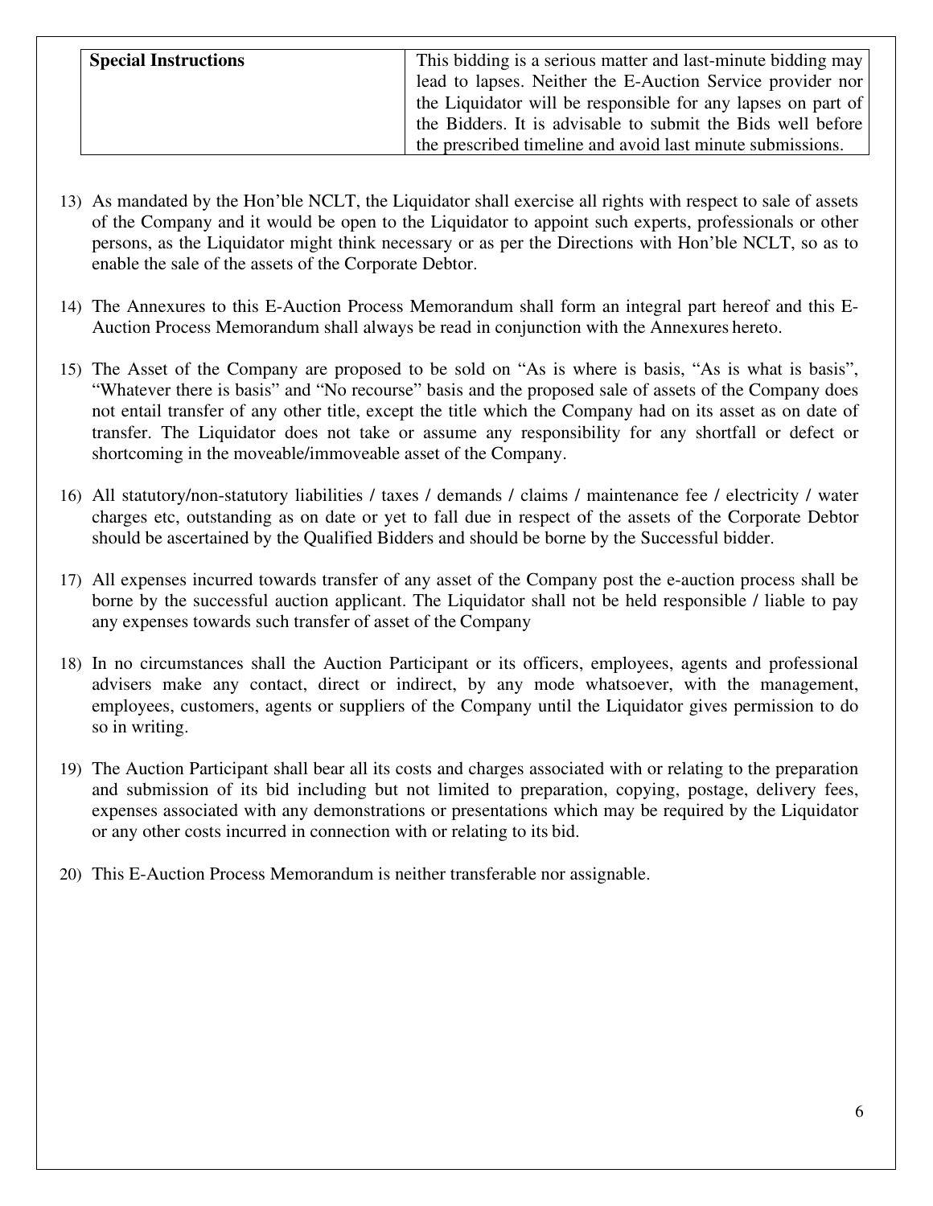| Special Instructions | This bidding is a serious matter and last-minute bidding may lead to lapses. Neither the E-Auction Service provider nor the Liquidator will be responsible for any lapses on part of the Bidders. It is advisable to submit the Bids well before the prescribed timeline and avoid last minute submissions. |
|---|---|

13) As mandated by the Hon'ble NCLT, the Liquidator shall exercise all rights with respect to sale of assets of the Company and it would be open to the Liquidator to appoint such experts, professionals or other persons, as the Liquidator might think necessary or as per the Directions with Hon'ble NCLT, so as to enable the sale of the assets of the Corporate Debtor.

14) The Annexures to this E-Auction Process Memorandum shall form an integral part hereof and this E-Auction Process Memorandum shall always be read in conjunction with the Annexures hereto.

15) The Asset of the Company are proposed to be sold on "As is where is basis, "As is what is basis", "Whatever there is basis" and "No recourse" basis and the proposed sale of assets of the Company does not entail transfer of any other title, except the title which the Company had on its asset as on date of transfer. The Liquidator does not take or assume any responsibility for any shortfall or defect or shortcoming in the moveable/immoveable asset of the Company.

16) All statutory/non-statutory liabilities / taxes / demands / claims / maintenance fee / electricity / water charges etc, outstanding as on date or yet to fall due in respect of the assets of the Corporate Debtor should be ascertained by the Qualified Bidders and should be borne by the Successful bidder.

17) All expenses incurred towards transfer of any asset of the Company post the e-auction process shall be borne by the successful auction applicant. The Liquidator shall not be held responsible / liable to pay any expenses towards such transfer of asset of the Company

18) In no circumstances shall the Auction Participant or its officers, employees, agents and professional advisers make any contact, direct or indirect, by any mode whatsoever, with the management, employees, customers, agents or suppliers of the Company until the Liquidator gives permission to do so in writing.

19) The Auction Participant shall bear all its costs and charges associated with or relating to the preparation and submission of its bid including but not limited to preparation, copying, postage, delivery fees, expenses associated with any demonstrations or presentations which may be required by the Liquidator or any other costs incurred in connection with or relating to its bid.

20) This E-Auction Process Memorandum is neither transferable nor assignable.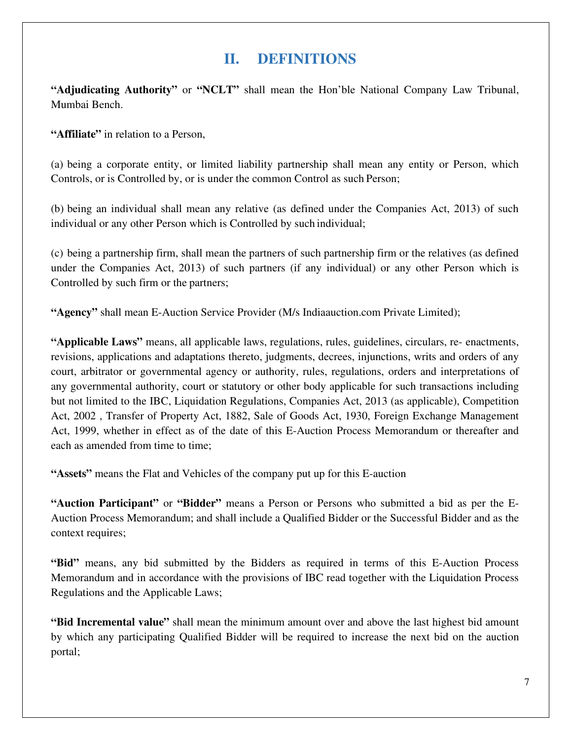## II. DEFINITIONS

**"Adjudicating Authority"** or **"NCLT"** shall mean the Hon'ble National Company Law Tribunal, Mumbai Bench.

**"Affiliate"** in relation to a Person,

(a) being a corporate entity, or limited liability partnership shall mean any entity or Person, which Controls, or is Controlled by, or is under the common Control as such Person;

(b) being an individual shall mean any relative (as defined under the Companies Act, 2013) of such individual or any other Person which is Controlled by such individual;

(c) being a partnership firm, shall mean the partners of such partnership firm or the relatives (as defined under the Companies Act, 2013) of such partners (if any individual) or any other Person which is Controlled by such firm or the partners;

**"Agency"** shall mean E-Auction Service Provider (M/s Indiaauction.com Private Limited);

**"Applicable Laws"** means, all applicable laws, regulations, rules, guidelines, circulars, re- enactments, revisions, applications and adaptations thereto, judgments, decrees, injunctions, writs and orders of any court, arbitrator or governmental agency or authority, rules, regulations, orders and interpretations of any governmental authority, court or statutory or other body applicable for such transactions including but not limited to the IBC, Liquidation Regulations, Companies Act, 2013 (as applicable), Competition Act, 2002 , Transfer of Property Act, 1882, Sale of Goods Act, 1930, Foreign Exchange Management Act, 1999, whether in effect as of the date of this E-Auction Process Memorandum or thereafter and each as amended from time to time;

**"Assets"** means the Flat and Vehicles of the company put up for this E-auction

**"Auction Participant"** or **"Bidder"** means a Person or Persons who submitted a bid as per the E-Auction Process Memorandum; and shall include a Qualified Bidder or the Successful Bidder and as the context requires;

**"Bid"** means, any bid submitted by the Bidders as required in terms of this E-Auction Process Memorandum and in accordance with the provisions of IBC read together with the Liquidation Process Regulations and the Applicable Laws;

**"Bid Incremental value"** shall mean the minimum amount over and above the last highest bid amount by which any participating Qualified Bidder will be required to increase the next bid on the auction portal;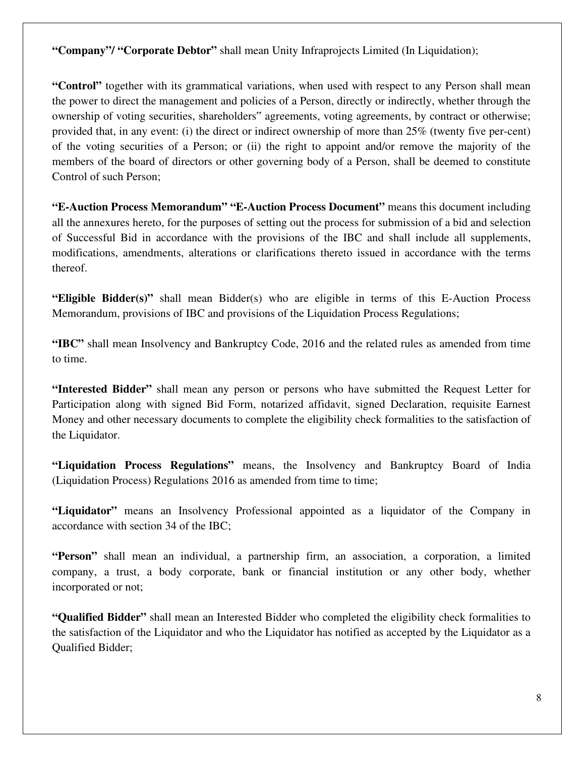**"Company"/ "Corporate Debtor"** shall mean Unity Infraprojects Limited (In Liquidation);

**"Control"** together with its grammatical variations, when used with respect to any Person shall mean the power to direct the management and policies of a Person, directly or indirectly, whether through the ownership of voting securities, shareholders" agreements, voting agreements, by contract or otherwise; provided that, in any event: (i) the direct or indirect ownership of more than 25% (twenty five per-cent) of the voting securities of a Person; or (ii) the right to appoint and/or remove the majority of the members of the board of directors or other governing body of a Person, shall be deemed to constitute Control of such Person;

**"E-Auction Process Memorandum" "E-Auction Process Document"** means this document including all the annexures hereto, for the purposes of setting out the process for submission of a bid and selection of Successful Bid in accordance with the provisions of the IBC and shall include all supplements, modifications, amendments, alterations or clarifications thereto issued in accordance with the terms thereof.

**"Eligible Bidder(s)"** shall mean Bidder(s) who are eligible in terms of this E-Auction Process Memorandum, provisions of IBC and provisions of the Liquidation Process Regulations;

**"IBC"** shall mean Insolvency and Bankruptcy Code, 2016 and the related rules as amended from time to time.

**"Interested Bidder"** shall mean any person or persons who have submitted the Request Letter for Participation along with signed Bid Form, notarized affidavit, signed Declaration, requisite Earnest Money and other necessary documents to complete the eligibility check formalities to the satisfaction of the Liquidator.

**"Liquidation Process Regulations"** means, the Insolvency and Bankruptcy Board of India (Liquidation Process) Regulations 2016 as amended from time to time;

**"Liquidator"** means an Insolvency Professional appointed as a liquidator of the Company in accordance with section 34 of the IBC;

**"Person"** shall mean an individual, a partnership firm, an association, a corporation, a limited company, a trust, a body corporate, bank or financial institution or any other body, whether incorporated or not;

**"Qualified Bidder"** shall mean an Interested Bidder who completed the eligibility check formalities to the satisfaction of the Liquidator and who the Liquidator has notified as accepted by the Liquidator as a Qualified Bidder;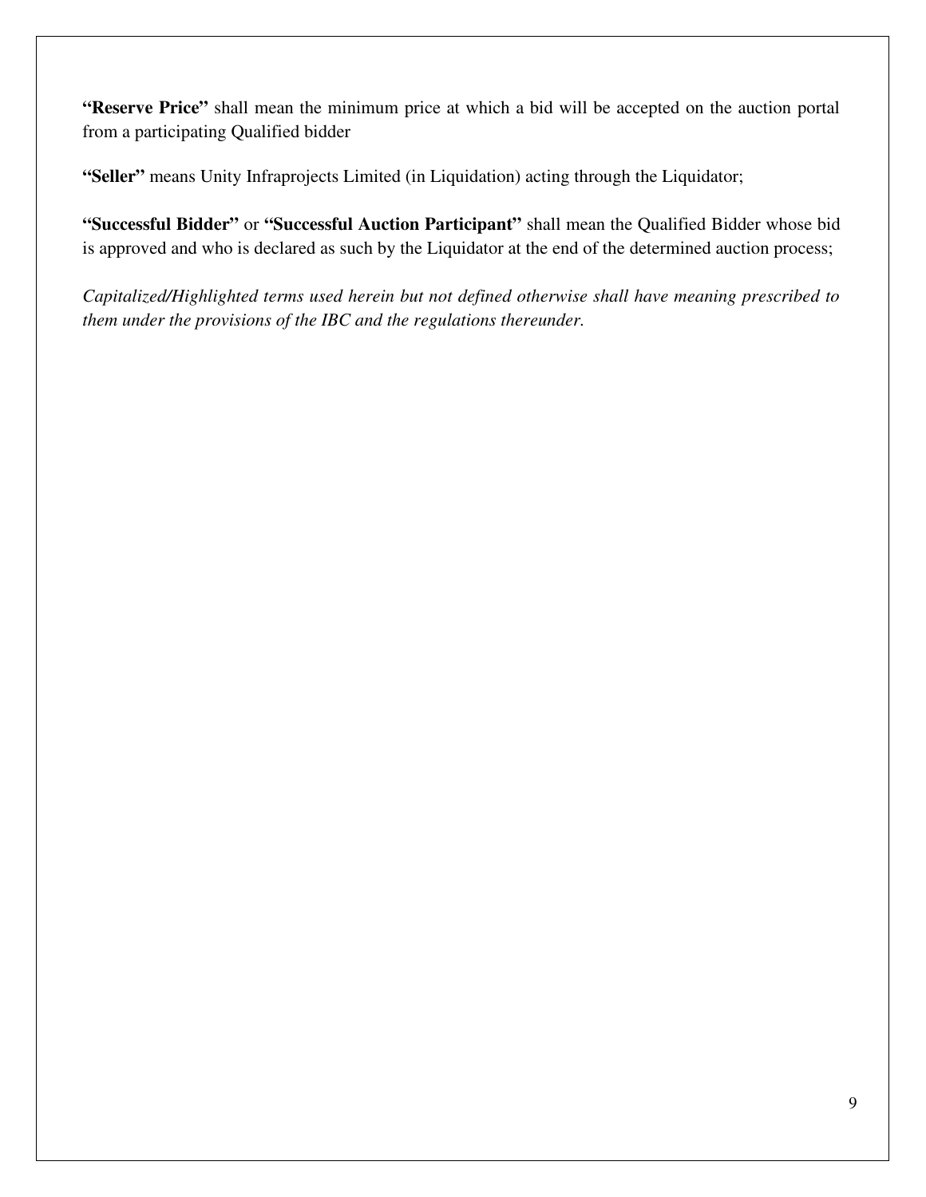**"Reserve Price"** shall mean the minimum price at which a bid will be accepted on the auction portal from a participating Qualified bidder

**"Seller"** means Unity Infraprojects Limited (in Liquidation) acting through the Liquidator;

**"Successful Bidder"** or **"Successful Auction Participant"** shall mean the Qualified Bidder whose bid is approved and who is declared as such by the Liquidator at the end of the determined auction process;

*Capitalized/Highlighted terms used herein but not defined otherwise shall have meaning prescribed to them under the provisions of the IBC and the regulations thereunder.*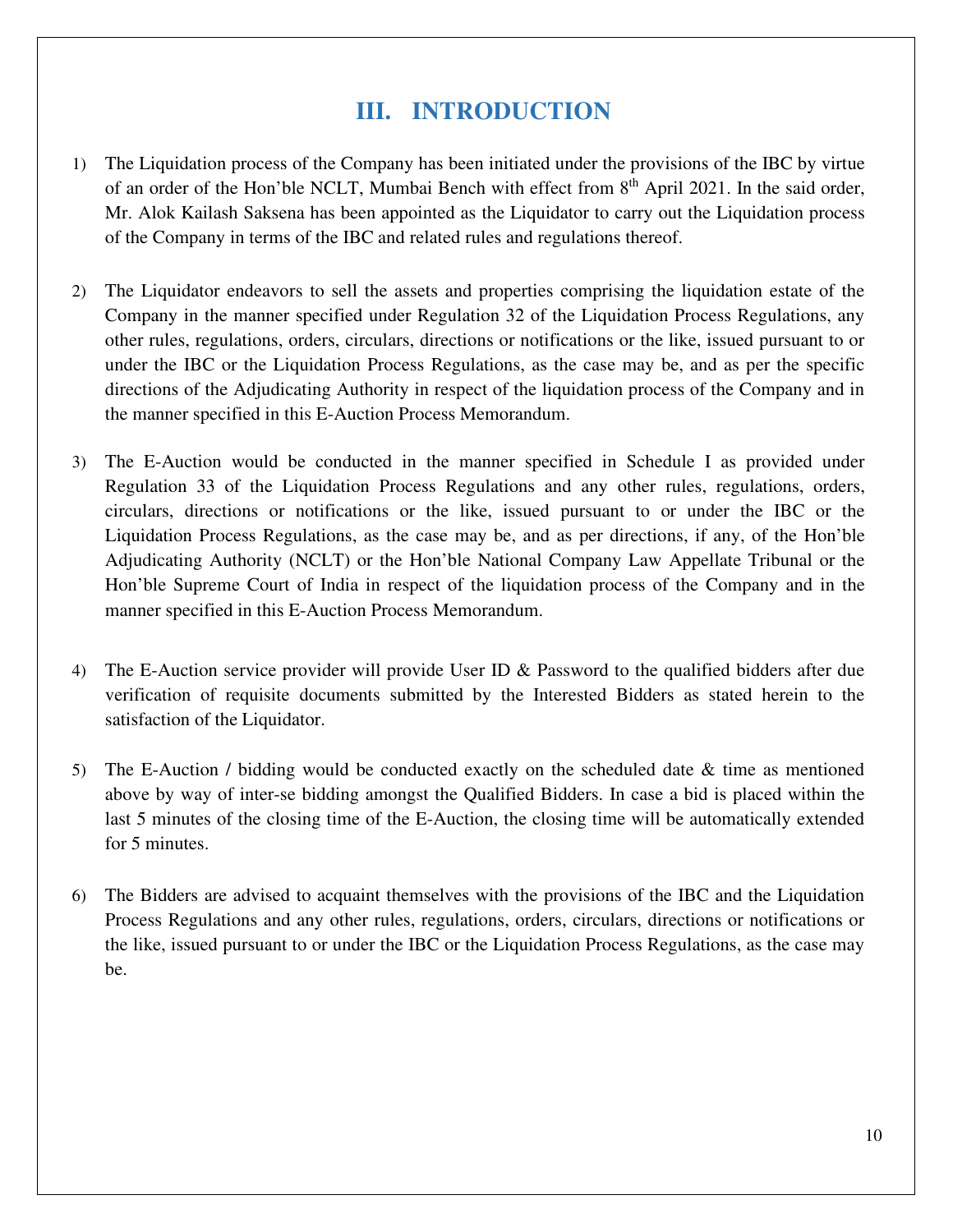# III. INTRODUCTION

1) The Liquidation process of the Company has been initiated under the provisions of the IBC by virtue of an order of the Hon'ble NCLT, Mumbai Bench with effect from 8th April 2021. In the said order, Mr. Alok Kailash Saksena has been appointed as the Liquidator to carry out the Liquidation process of the Company in terms of the IBC and related rules and regulations thereof.

2) The Liquidator endeavors to sell the assets and properties comprising the liquidation estate of the Company in the manner specified under Regulation 32 of the Liquidation Process Regulations, any other rules, regulations, orders, circulars, directions or notifications or the like, issued pursuant to or under the IBC or the Liquidation Process Regulations, as the case may be, and as per the specific directions of the Adjudicating Authority in respect of the liquidation process of the Company and in the manner specified in this E-Auction Process Memorandum.

3) The E-Auction would be conducted in the manner specified in Schedule I as provided under Regulation 33 of the Liquidation Process Regulations and any other rules, regulations, orders, circulars, directions or notifications or the like, issued pursuant to or under the IBC or the Liquidation Process Regulations, as the case may be, and as per directions, if any, of the Hon'ble Adjudicating Authority (NCLT) or the Hon'ble National Company Law Appellate Tribunal or the Hon'ble Supreme Court of India in respect of the liquidation process of the Company and in the manner specified in this E-Auction Process Memorandum.

4) The E-Auction service provider will provide User ID & Password to the qualified bidders after due verification of requisite documents submitted by the Interested Bidders as stated herein to the satisfaction of the Liquidator.

5) The E-Auction / bidding would be conducted exactly on the scheduled date & time as mentioned above by way of inter-se bidding amongst the Qualified Bidders. In case a bid is placed within the last 5 minutes of the closing time of the E-Auction, the closing time will be automatically extended for 5 minutes.

6) The Bidders are advised to acquaint themselves with the provisions of the IBC and the Liquidation Process Regulations and any other rules, regulations, orders, circulars, directions or notifications or the like, issued pursuant to or under the IBC or the Liquidation Process Regulations, as the case may be.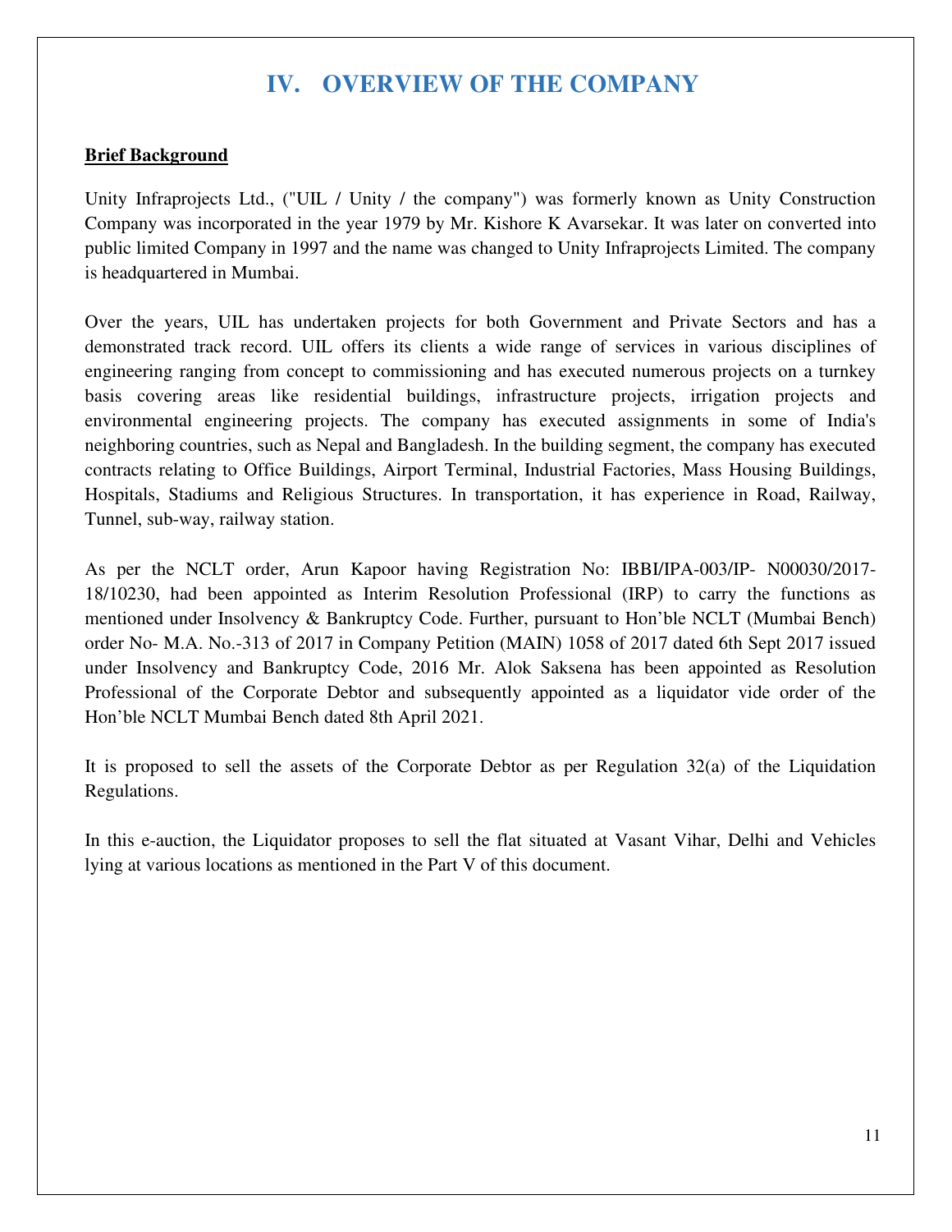# IV. OVERVIEW OF THE COMPANY

**Brief Background**

Unity Infraprojects Ltd., ("UIL / Unity / the company") was formerly known as Unity Construction Company was incorporated in the year 1979 by Mr. Kishore K Avarsekar. It was later on converted into public limited Company in 1997 and the name was changed to Unity Infraprojects Limited. The company is headquartered in Mumbai.

Over the years, UIL has undertaken projects for both Government and Private Sectors and has a demonstrated track record. UIL offers its clients a wide range of services in various disciplines of engineering ranging from concept to commissioning and has executed numerous projects on a turnkey basis covering areas like residential buildings, infrastructure projects, irrigation projects and environmental engineering projects. The company has executed assignments in some of India's neighboring countries, such as Nepal and Bangladesh. In the building segment, the company has executed contracts relating to Office Buildings, Airport Terminal, Industrial Factories, Mass Housing Buildings, Hospitals, Stadiums and Religious Structures. In transportation, it has experience in Road, Railway, Tunnel, sub-way, railway station.

As per the NCLT order, Arun Kapoor having Registration No: IBBI/IPA-003/IP- N00030/2017-18/10230, had been appointed as Interim Resolution Professional (IRP) to carry the functions as mentioned under Insolvency & Bankruptcy Code. Further, pursuant to Hon'ble NCLT (Mumbai Bench) order No- M.A. No.-313 of 2017 in Company Petition (MAIN) 1058 of 2017 dated 6th Sept 2017 issued under Insolvency and Bankruptcy Code, 2016 Mr. Alok Saksena has been appointed as Resolution Professional of the Corporate Debtor and subsequently appointed as a liquidator vide order of the Hon'ble NCLT Mumbai Bench dated 8th April 2021.

It is proposed to sell the assets of the Corporate Debtor as per Regulation 32(a) of the Liquidation Regulations.

In this e-auction, the Liquidator proposes to sell the flat situated at Vasant Vihar, Delhi and Vehicles lying at various locations as mentioned in the Part V of this document.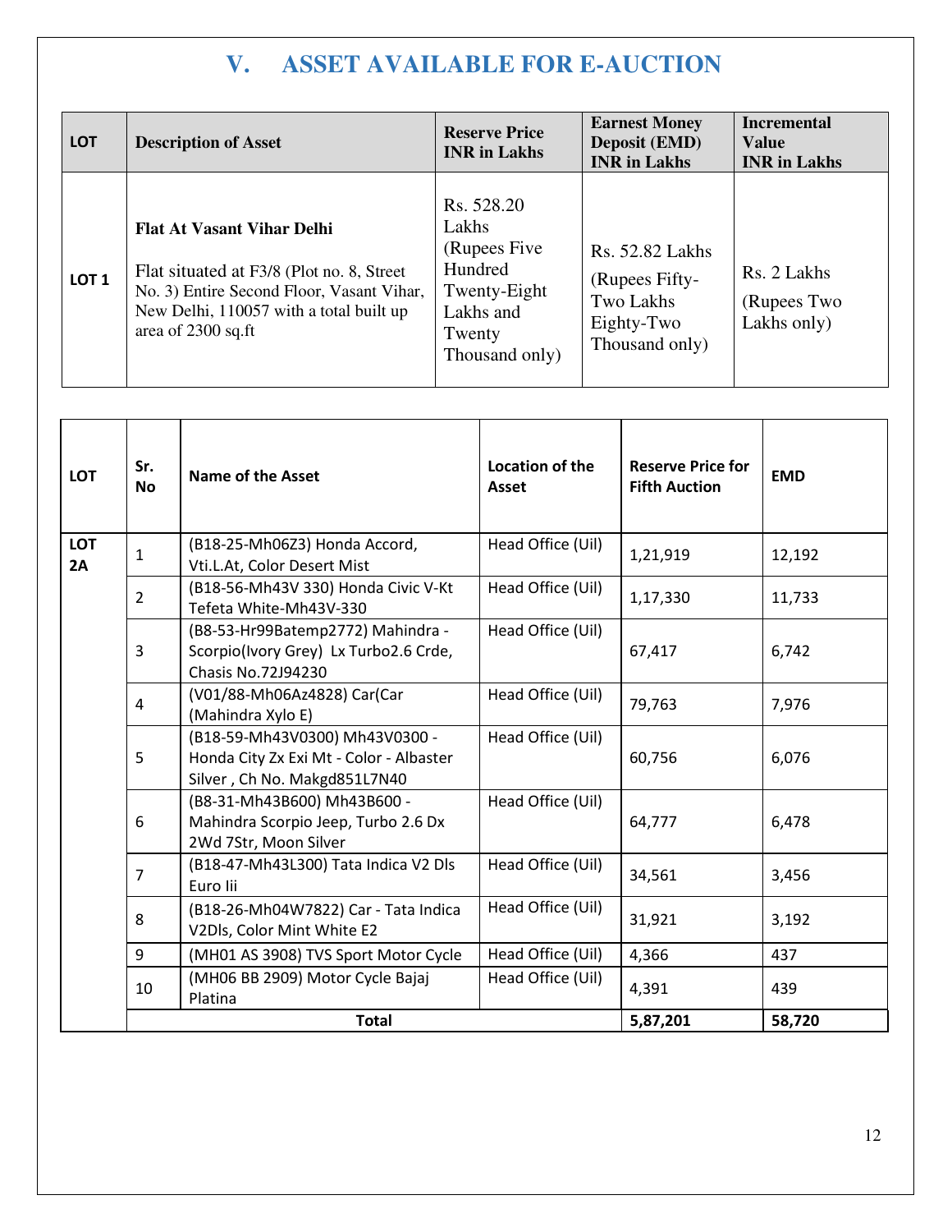# V. ASSET AVAILABLE FOR E-AUCTION

| LOT | Description of Asset | Reserve Price INR in Lakhs | Earnest Money Deposit (EMD) INR in Lakhs | Incremental Value INR in Lakhs |
|---|---|---|---|---|
| LOT 1 | **Flat At Vasant Vihar Delhi**<br><br>Flat situated at F3/8 (Plot no. 8, Street No. 3) Entire Second Floor, Vasant Vihar, New Delhi, 110057 with a total built up area of 2300 sq.ft | Rs. 528.20 Lakhs (Rupees Five Hundred Twenty-Eight Lakhs and Twenty Thousand only) | Rs. 52.82 Lakhs (Rupees Fifty-Two Lakhs Eighty-Two Thousand only) | Rs. 2 Lakhs (Rupees Two Lakhs only) |

| LOT | Sr. No | Name of the Asset | Location of the Asset | Reserve Price for Fifth Auction | EMD |
|---|---|---|---|---|---|
| LOT 2A | 1 | (B18-25-Mh06Z3) Honda Accord, Vti.L.At, Color Desert Mist | Head Office (Uil) | 1,21,919 | 12,192 |
| | 2 | (B18-56-Mh43V 330) Honda Civic V-Kt Tefeta White-Mh43V-330 | Head Office (Uil) | 1,17,330 | 11,733 |
| | 3 | (B8-53-Hr99Batemp2772) Mahindra - Scorpio(Ivory Grey) Lx Turbo2.6 Crde, Chasis No.72J94230 | Head Office (Uil) | 67,417 | 6,742 |
| | 4 | (V01/88-Mh06Az4828) Car(Car (Mahindra Xylo E) | Head Office (Uil) | 79,763 | 7,976 |
| | 5 | (B18-59-Mh43V0300) Mh43V0300 - Honda City Zx Exi Mt - Color - Albaster Silver , Ch No. Makgd851L7N40 | Head Office (Uil) | 60,756 | 6,076 |
| | 6 | (B8-31-Mh43B600) Mh43B600 - Mahindra Scorpio Jeep, Turbo 2.6 Dx 2Wd 7Str, Moon Silver | Head Office (Uil) | 64,777 | 6,478 |
| | 7 | (B18-47-Mh43L300) Tata Indica V2 Dls Euro Iii | Head Office (Uil) | 34,561 | 3,456 |
| | 8 | (B18-26-Mh04W7822) Car - Tata Indica V2Dls, Color Mint White E2 | Head Office (Uil) | 31,921 | 3,192 |
| | 9 | (MH01 AS 3908) TVS Sport Motor Cycle | Head Office (Uil) | 4,366 | 437 |
| | 10 | (MH06 BB 2909) Motor Cycle Bajaj Platina | Head Office (Uil) | 4,391 | 439 |
| | | **Total** | | **5,87,201** | **58,720** |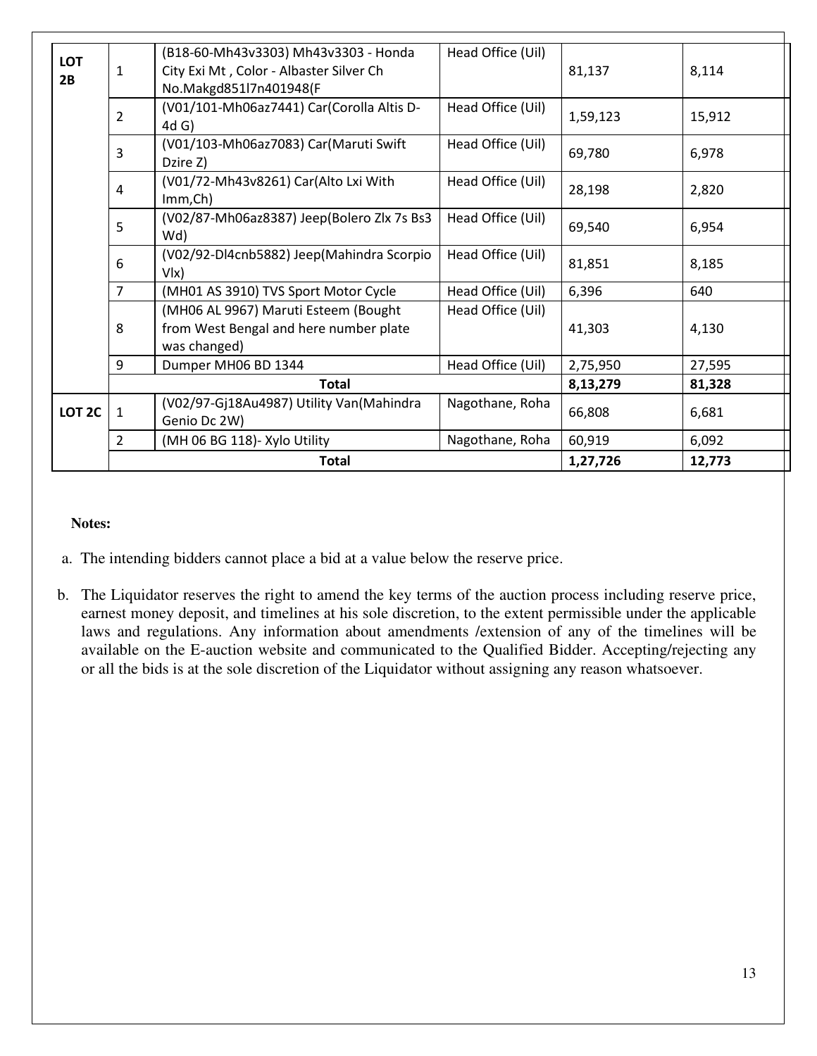| LOT 2B | 1 | (B18-60-Mh43v3303) Mh43v3303 - Honda City Exi Mt , Color - Albaster Silver Ch No.Makgd851l7n401948(F | Head Office (Uil) | 81,137 | 8,114 |
|---|---|---|---|---|---|
| | 2 | (V01/101-Mh06az7441) Car(Corolla Altis D-4d G) | Head Office (Uil) | 1,59,123 | 15,912 |
| | 3 | (V01/103-Mh06az7083) Car(Maruti Swift Dzire Z) | Head Office (Uil) | 69,780 | 6,978 |
| | 4 | (V01/72-Mh43v8261) Car(Alto Lxi With Imm,Ch) | Head Office (Uil) | 28,198 | 2,820 |
| | 5 | (V02/87-Mh06az8387) Jeep(Bolero Zlx 7s Bs3 Wd) | Head Office (Uil) | 69,540 | 6,954 |
| | 6 | (V02/92-Dl4cnb5882) Jeep(Mahindra Scorpio Vlx) | Head Office (Uil) | 81,851 | 8,185 |
| | 7 | (MH01 AS 3910) TVS Sport Motor Cycle | Head Office (Uil) | 6,396 | 640 |
| | 8 | (MH06 AL 9967) Maruti Esteem (Bought from West Bengal and here number plate was changed) | Head Office (Uil) | 41,303 | 4,130 |
| | 9 | Dumper MH06 BD 1344 | Head Office (Uil) | 2,75,950 | 27,595 |
| | | **Total** | | **8,13,279** | **81,328** |
| **LOT 2C** | 1 | (V02/97-Gj18Au4987) Utility Van(Mahindra Genio Dc 2W) | Nagothane, Roha | 66,808 | 6,681 |
| | 2 | (MH 06 BG 118)- Xylo Utility | Nagothane, Roha | 60,919 | 6,092 |
| | | **Total** | | **1,27,726** | **12,773** |

**Notes:**

a. The intending bidders cannot place a bid at a value below the reserve price.

b. The Liquidator reserves the right to amend the key terms of the auction process including reserve price, earnest money deposit, and timelines at his sole discretion, to the extent permissible under the applicable laws and regulations. Any information about amendments /extension of any of the timelines will be available on the E-auction website and communicated to the Qualified Bidder. Accepting/rejecting any or all the bids is at the sole discretion of the Liquidator without assigning any reason whatsoever.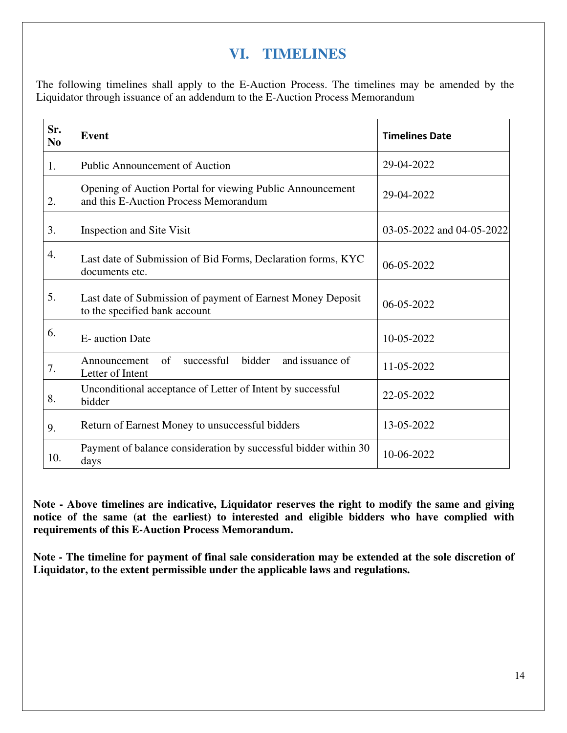# VI. TIMELINES

The following timelines shall apply to the E-Auction Process. The timelines may be amended by the Liquidator through issuance of an addendum to the E-Auction Process Memorandum

| Sr. No | Event | Timelines Date |
|---|---|---|
| 1. | Public Announcement of Auction | 29-04-2022 |
| 2. | Opening of Auction Portal for viewing Public Announcement and this E-Auction Process Memorandum | 29-04-2022 |
| 3. | Inspection and Site Visit | 03-05-2022 and 04-05-2022 |
| 4. | Last date of Submission of Bid Forms, Declaration forms, KYC documents etc. | 06-05-2022 |
| 5. | Last date of Submission of payment of Earnest Money Deposit to the specified bank account | 06-05-2022 |
| 6. | E- auction Date | 10-05-2022 |
| 7. | Announcement of successful bidder and issuance of Letter of Intent | 11-05-2022 |
| 8. | Unconditional acceptance of Letter of Intent by successful bidder | 22-05-2022 |
| 9. | Return of Earnest Money to unsuccessful bidders | 13-05-2022 |
| 10. | Payment of balance consideration by successful bidder within 30 days | 10-06-2022 |

**Note - Above timelines are indicative, Liquidator reserves the right to modify the same and giving notice of the same (at the earliest) to interested and eligible bidders who have complied with requirements of this E-Auction Process Memorandum.**

**Note - The timeline for payment of final sale consideration may be extended at the sole discretion of Liquidator, to the extent permissible under the applicable laws and regulations.**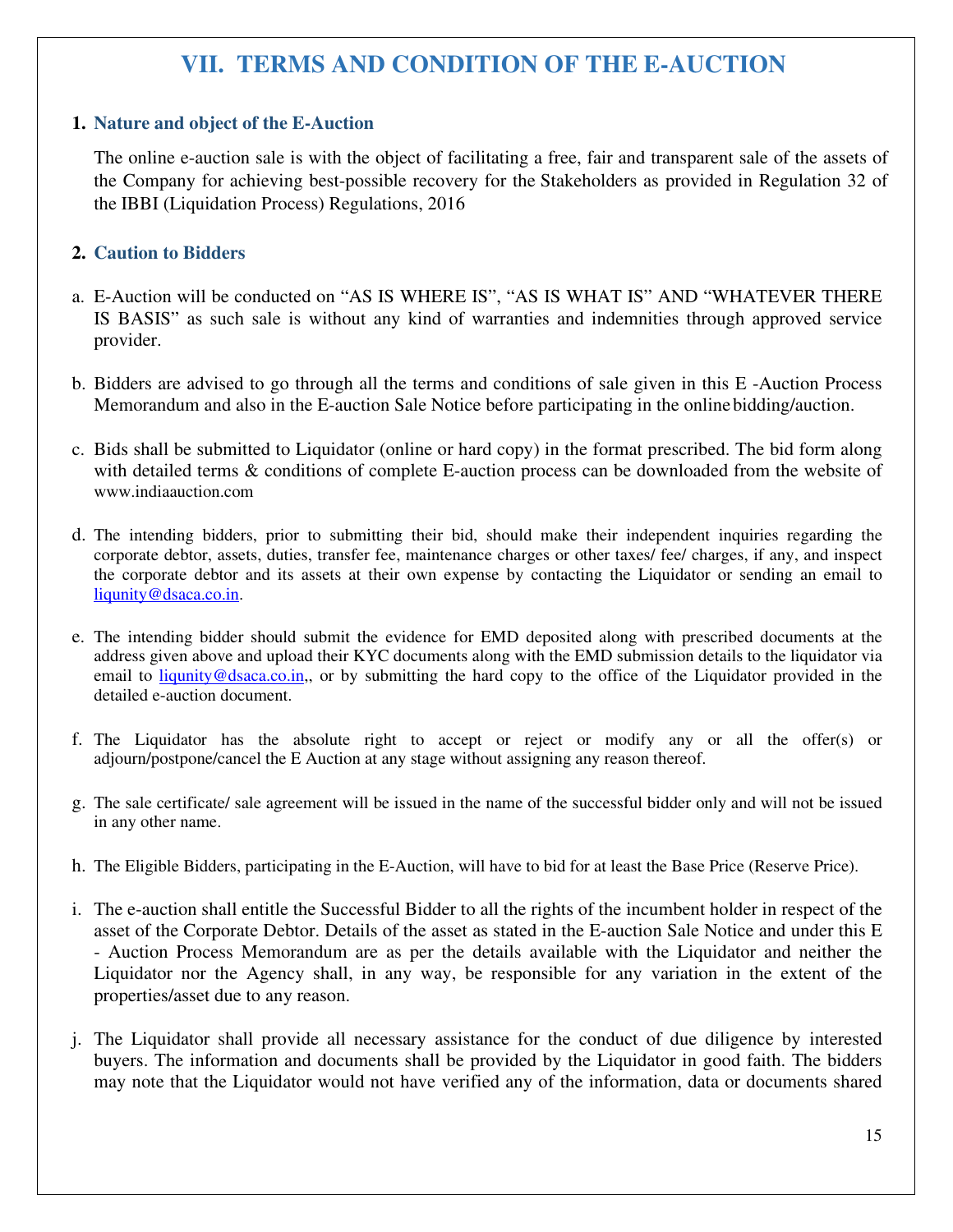# VII. TERMS AND CONDITION OF THE E-AUCTION

1. **Nature and object of the E-Auction**

   The online e-auction sale is with the object of facilitating a free, fair and transparent sale of the assets of the Company for achieving best-possible recovery for the Stakeholders as provided in Regulation 32 of the IBBI (Liquidation Process) Regulations, 2016

2. **Caution to Bidders**

a. E-Auction will be conducted on "AS IS WHERE IS", "AS IS WHAT IS" AND "WHATEVER THERE IS BASIS" as such sale is without any kind of warranties and indemnities through approved service provider.

b. Bidders are advised to go through all the terms and conditions of sale given in this E -Auction Process Memorandum and also in the E-auction Sale Notice before participating in the online bidding/auction.

c. Bids shall be submitted to Liquidator (online or hard copy) in the format prescribed. The bid form along with detailed terms & conditions of complete E-auction process can be downloaded from the website of www.indiaauction.com

d. The intending bidders, prior to submitting their bid, should make their independent inquiries regarding the corporate debtor, assets, duties, transfer fee, maintenance charges or other taxes/ fee/ charges, if any, and inspect the corporate debtor and its assets at their own expense by contacting the Liquidator or sending an email to liqunity@dsaca.co.in.

e. The intending bidder should submit the evidence for EMD deposited along with prescribed documents at the address given above and upload their KYC documents along with the EMD submission details to the liquidator via email to liqunity@dsaca.co.in,, or by submitting the hard copy to the office of the Liquidator provided in the detailed e-auction document.

f. The Liquidator has the absolute right to accept or reject or modify any or all the offer(s) or adjourn/postpone/cancel the E Auction at any stage without assigning any reason thereof.

g. The sale certificate/ sale agreement will be issued in the name of the successful bidder only and will not be issued in any other name.

h. The Eligible Bidders, participating in the E-Auction, will have to bid for at least the Base Price (Reserve Price).

i. The e-auction shall entitle the Successful Bidder to all the rights of the incumbent holder in respect of the asset of the Corporate Debtor. Details of the asset as stated in the E-auction Sale Notice and under this E - Auction Process Memorandum are as per the details available with the Liquidator and neither the Liquidator nor the Agency shall, in any way, be responsible for any variation in the extent of the properties/asset due to any reason.

j. The Liquidator shall provide all necessary assistance for the conduct of due diligence by interested buyers. The information and documents shall be provided by the Liquidator in good faith. The bidders may note that the Liquidator would not have verified any of the information, data or documents shared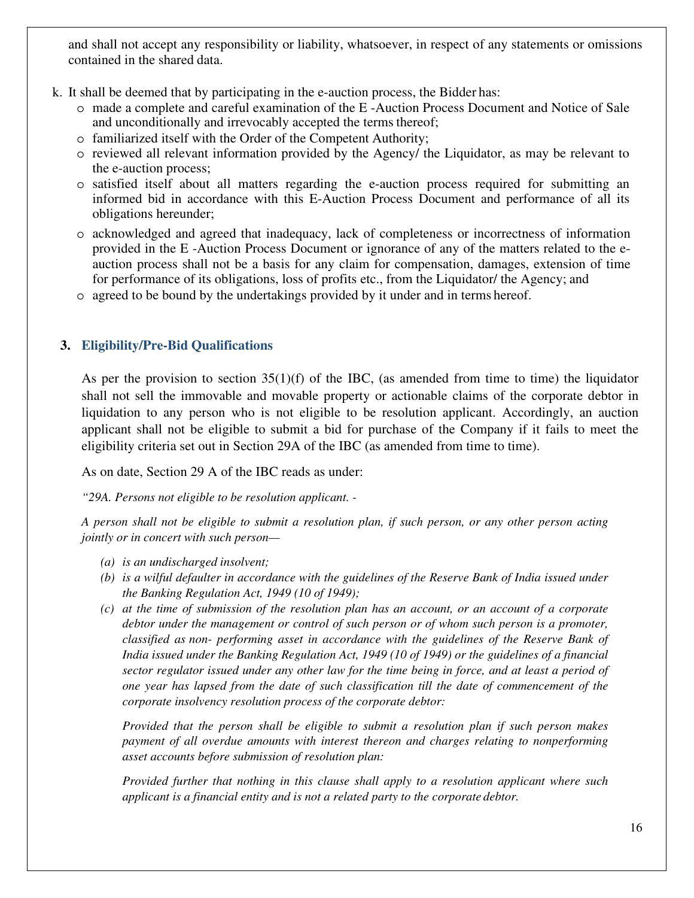and shall not accept any responsibility or liability, whatsoever, in respect of any statements or omissions contained in the shared data.

k. It shall be deemed that by participating in the e-auction process, the Bidder has:
   - made a complete and careful examination of the E -Auction Process Document and Notice of Sale and unconditionally and irrevocably accepted the terms thereof;
   - familiarized itself with the Order of the Competent Authority;
   - reviewed all relevant information provided by the Agency/ the Liquidator, as may be relevant to the e-auction process;
   - satisfied itself about all matters regarding the e-auction process required for submitting an informed bid in accordance with this E-Auction Process Document and performance of all its obligations hereunder;
   - acknowledged and agreed that inadequacy, lack of completeness or incorrectness of information provided in the E -Auction Process Document or ignorance of any of the matters related to the e-auction process shall not be a basis for any claim for compensation, damages, extension of time for performance of its obligations, loss of profits etc., from the Liquidator/ the Agency; and
   - agreed to be bound by the undertakings provided by it under and in terms hereof.

## 3. Eligibility/Pre-Bid Qualifications

As per the provision to section 35(1)(f) of the IBC, (as amended from time to time) the liquidator shall not sell the immovable and movable property or actionable claims of the corporate debtor in liquidation to any person who is not eligible to be resolution applicant. Accordingly, an auction applicant shall not be eligible to submit a bid for purchase of the Company if it fails to meet the eligibility criteria set out in Section 29A of the IBC (as amended from time to time).

As on date, Section 29 A of the IBC reads as under:

*"29A. Persons not eligible to be resolution applicant. -*

*A person shall not be eligible to submit a resolution plan, if such person, or any other person acting jointly or in concert with such person—*

*(a) is an undischarged insolvent;*

*(b) is a wilful defaulter in accordance with the guidelines of the Reserve Bank of India issued under the Banking Regulation Act, 1949 (10 of 1949);*

*(c) at the time of submission of the resolution plan has an account, or an account of a corporate debtor under the management or control of such person or of whom such person is a promoter, classified as non- performing asset in accordance with the guidelines of the Reserve Bank of India issued under the Banking Regulation Act, 1949 (10 of 1949) or the guidelines of a financial sector regulator issued under any other law for the time being in force, and at least a period of one year has lapsed from the date of such classification till the date of commencement of the corporate insolvency resolution process of the corporate debtor:*

*Provided that the person shall be eligible to submit a resolution plan if such person makes payment of all overdue amounts with interest thereon and charges relating to nonperforming asset accounts before submission of resolution plan:*

*Provided further that nothing in this clause shall apply to a resolution applicant where such applicant is a financial entity and is not a related party to the corporate debtor.*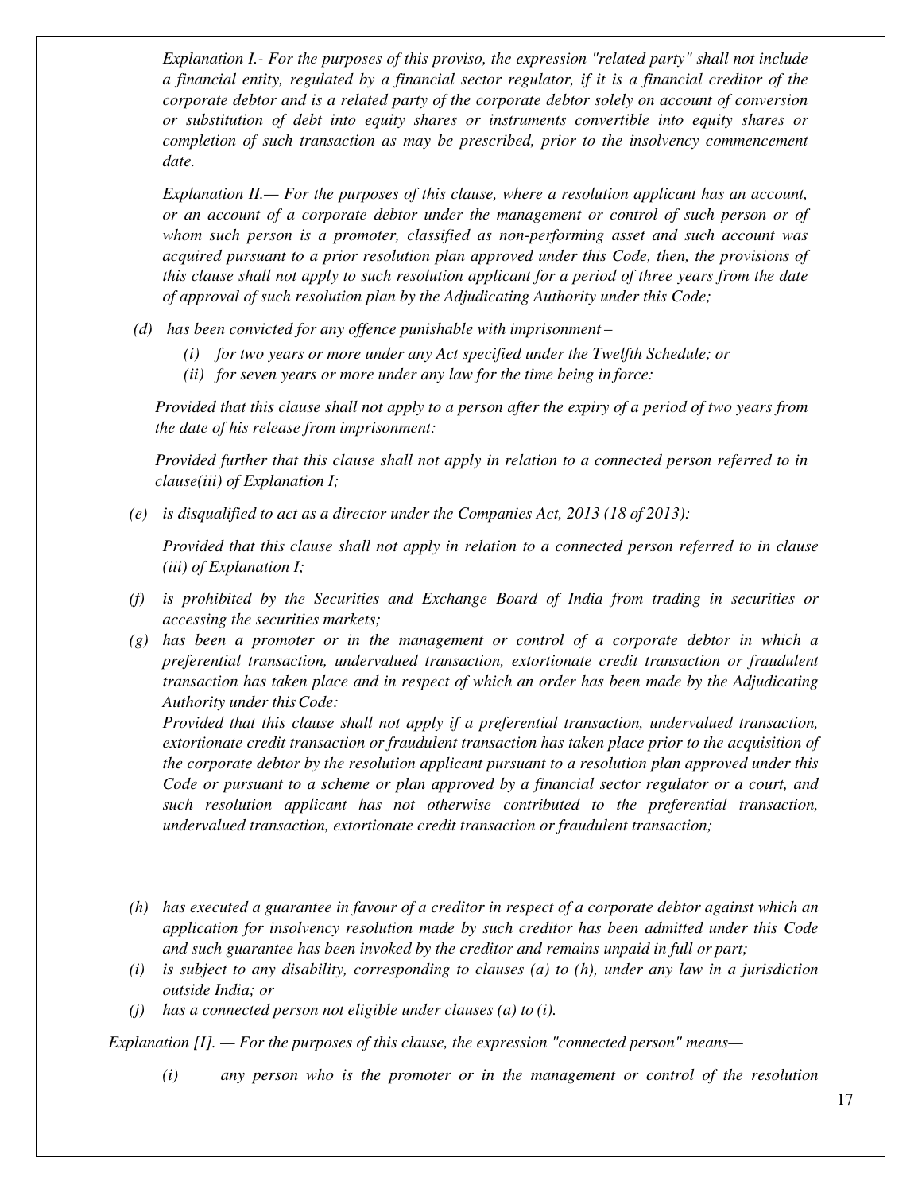*Explanation I.- For the purposes of this proviso, the expression "related party" shall not include a financial entity, regulated by a financial sector regulator, if it is a financial creditor of the corporate debtor and is a related party of the corporate debtor solely on account of conversion or substitution of debt into equity shares or instruments convertible into equity shares or completion of such transaction as may be prescribed, prior to the insolvency commencement date.*

*Explanation II.— For the purposes of this clause, where a resolution applicant has an account, or an account of a corporate debtor under the management or control of such person or of whom such person is a promoter, classified as non-performing asset and such account was acquired pursuant to a prior resolution plan approved under this Code, then, the provisions of this clause shall not apply to such resolution applicant for a period of three years from the date of approval of such resolution plan by the Adjudicating Authority under this Code;*

*(d) has been convicted for any offence punishable with imprisonment –*

*(i) for two years or more under any Act specified under the Twelfth Schedule; or*

*(ii) for seven years or more under any law for the time being in force:*

*Provided that this clause shall not apply to a person after the expiry of a period of two years from the date of his release from imprisonment:*

*Provided further that this clause shall not apply in relation to a connected person referred to in clause(iii) of Explanation I;*

*(e) is disqualified to act as a director under the Companies Act, 2013 (18 of 2013):*

*Provided that this clause shall not apply in relation to a connected person referred to in clause (iii) of Explanation I;*

*(f) is prohibited by the Securities and Exchange Board of India from trading in securities or accessing the securities markets;*

*(g) has been a promoter or in the management or control of a corporate debtor in which a preferential transaction, undervalued transaction, extortionate credit transaction or fraudulent transaction has taken place and in respect of which an order has been made by the Adjudicating Authority under this Code:*

*Provided that this clause shall not apply if a preferential transaction, undervalued transaction, extortionate credit transaction or fraudulent transaction has taken place prior to the acquisition of the corporate debtor by the resolution applicant pursuant to a resolution plan approved under this Code or pursuant to a scheme or plan approved by a financial sector regulator or a court, and such resolution applicant has not otherwise contributed to the preferential transaction, undervalued transaction, extortionate credit transaction or fraudulent transaction;*

*(h) has executed a guarantee in favour of a creditor in respect of a corporate debtor against which an application for insolvency resolution made by such creditor has been admitted under this Code and such guarantee has been invoked by the creditor and remains unpaid in full or part;*

*(i) is subject to any disability, corresponding to clauses (a) to (h), under any law in a jurisdiction outside India; or*

*(j) has a connected person not eligible under clauses (a) to (i).*

*Explanation [I]. — For the purposes of this clause, the expression "connected person" means—*

*(i) any person who is the promoter or in the management or control of the resolution*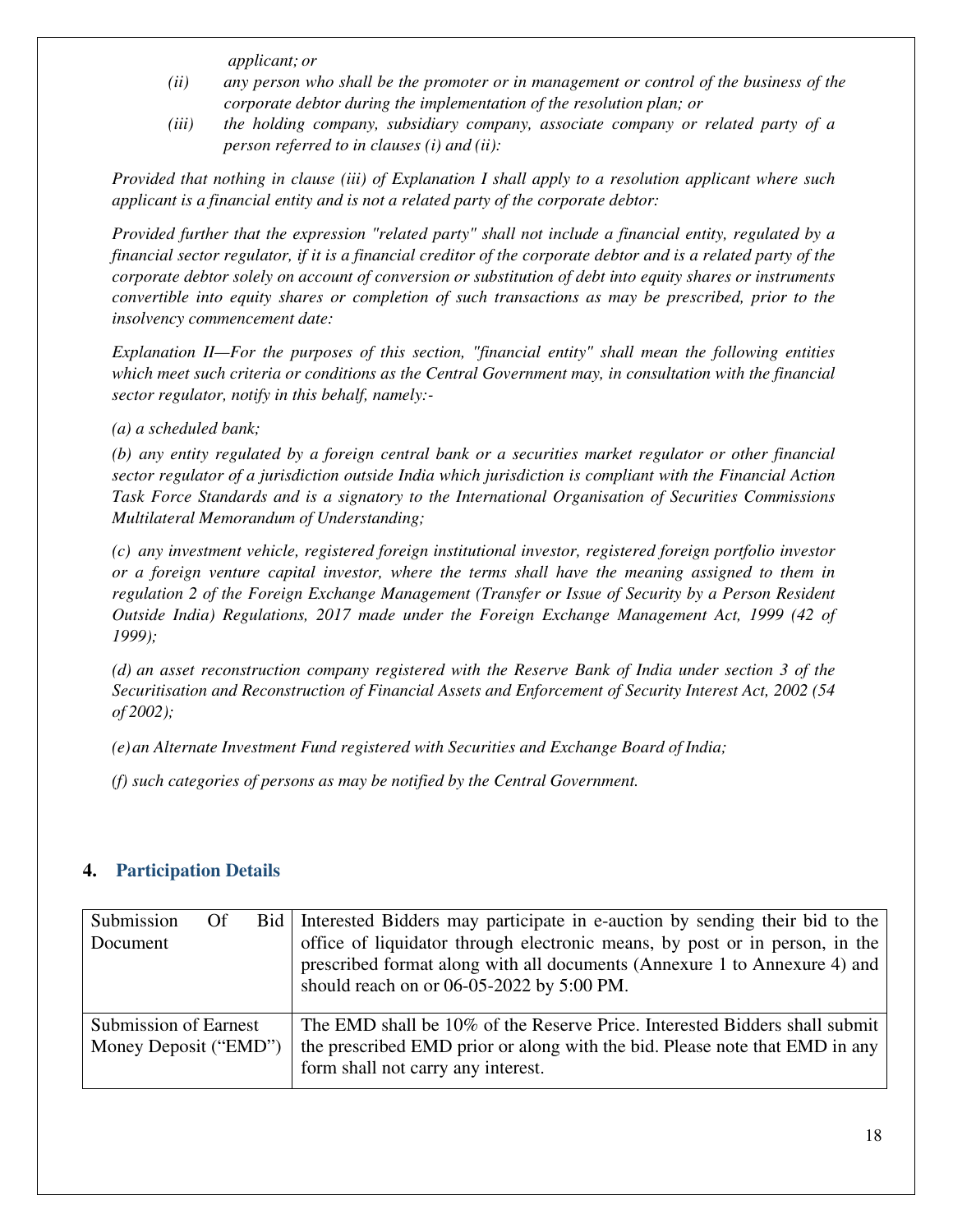*applicant; or*

*(ii) any person who shall be the promoter or in management or control of the business of the corporate debtor during the implementation of the resolution plan; or*

*(iii) the holding company, subsidiary company, associate company or related party of a person referred to in clauses (i) and (ii):*

*Provided that nothing in clause (iii) of Explanation I shall apply to a resolution applicant where such applicant is a financial entity and is not a related party of the corporate debtor:*

*Provided further that the expression "related party" shall not include a financial entity, regulated by a financial sector regulator, if it is a financial creditor of the corporate debtor and is a related party of the corporate debtor solely on account of conversion or substitution of debt into equity shares or instruments convertible into equity shares or completion of such transactions as may be prescribed, prior to the insolvency commencement date:*

*Explanation II—For the purposes of this section, "financial entity" shall mean the following entities which meet such criteria or conditions as the Central Government may, in consultation with the financial sector regulator, notify in this behalf, namely:-*

*(a) a scheduled bank;*

*(b) any entity regulated by a foreign central bank or a securities market regulator or other financial sector regulator of a jurisdiction outside India which jurisdiction is compliant with the Financial Action Task Force Standards and is a signatory to the International Organisation of Securities Commissions Multilateral Memorandum of Understanding;*

*(c) any investment vehicle, registered foreign institutional investor, registered foreign portfolio investor or a foreign venture capital investor, where the terms shall have the meaning assigned to them in regulation 2 of the Foreign Exchange Management (Transfer or Issue of Security by a Person Resident Outside India) Regulations, 2017 made under the Foreign Exchange Management Act, 1999 (42 of 1999);*

*(d) an asset reconstruction company registered with the Reserve Bank of India under section 3 of the Securitisation and Reconstruction of Financial Assets and Enforcement of Security Interest Act, 2002 (54 of 2002);*

*(e) an Alternate Investment Fund registered with Securities and Exchange Board of India;*

*(f) such categories of persons as may be notified by the Central Government.*

## 4. Participation Details

| | |
|---|---|
| Submission Of Bid Document | Interested Bidders may participate in e-auction by sending their bid to the office of liquidator through electronic means, by post or in person, in the prescribed format along with all documents (Annexure 1 to Annexure 4) and should reach on or 06-05-2022 by 5:00 PM. |
| Submission of Earnest Money Deposit ("EMD") | The EMD shall be 10% of the Reserve Price. Interested Bidders shall submit the prescribed EMD prior or along with the bid. Please note that EMD in any form shall not carry any interest. |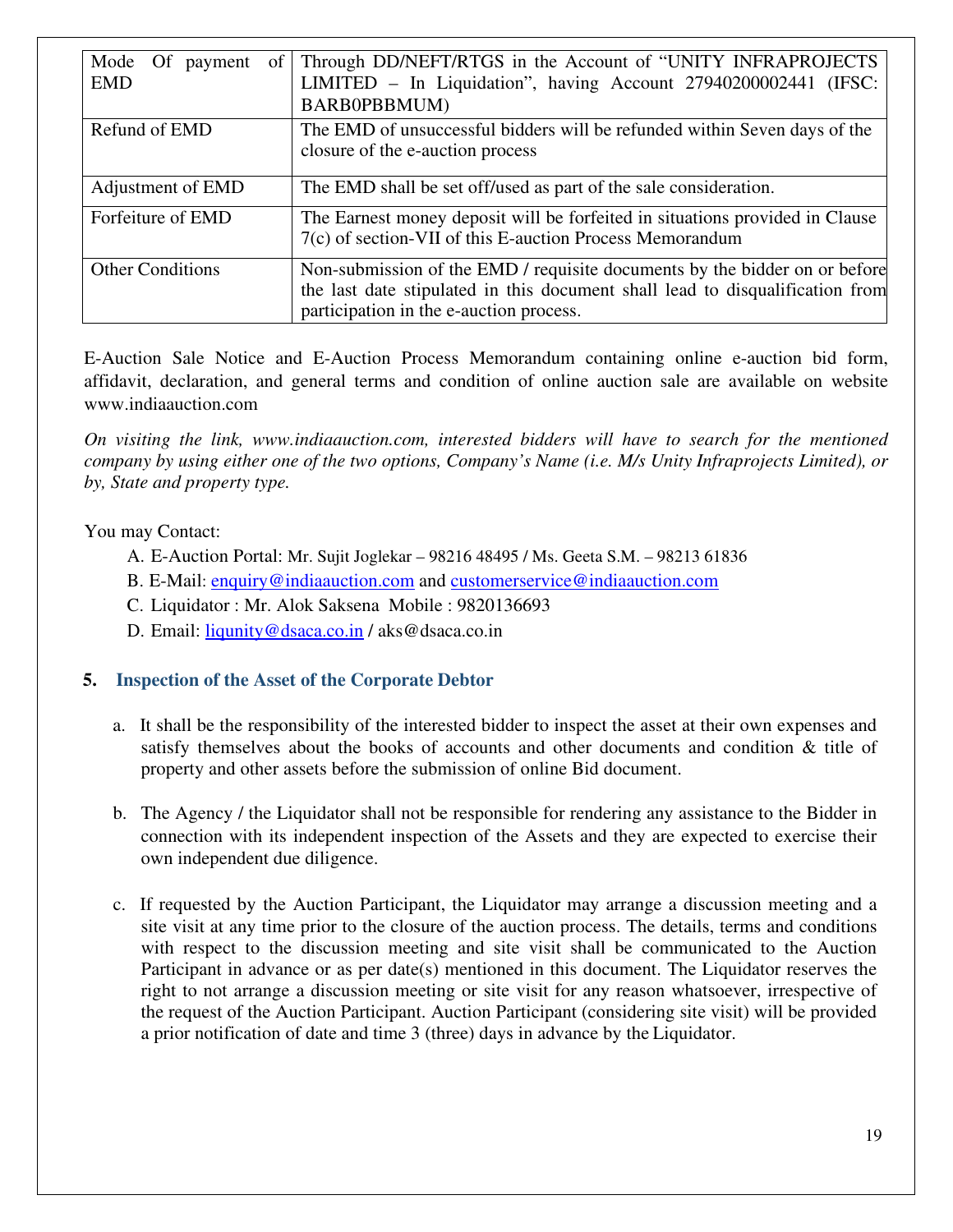| Mode Of payment of EMD | Through DD/NEFT/RTGS in the Account of "UNITY INFRAPROJECTS LIMITED – In Liquidation", having Account 27940200002441 (IFSC: BARB0PBBMUM) |
|---|---|
| Refund of EMD | The EMD of unsuccessful bidders will be refunded within Seven days of the closure of the e-auction process |
| Adjustment of EMD | The EMD shall be set off/used as part of the sale consideration. |
| Forfeiture of EMD | The Earnest money deposit will be forfeited in situations provided in Clause 7(c) of section-VII of this E-auction Process Memorandum |
| Other Conditions | Non-submission of the EMD / requisite documents by the bidder on or before the last date stipulated in this document shall lead to disqualification from participation in the e-auction process. |

E-Auction Sale Notice and E-Auction Process Memorandum containing online e-auction bid form, affidavit, declaration, and general terms and condition of online auction sale are available on website www.indiaauction.com

*On visiting the link, www.indiaauction.com, interested bidders will have to search for the mentioned company by using either one of the two options, Company's Name (i.e. M/s Unity Infraprojects Limited), or by, State and property type.*

You may Contact:

A. E-Auction Portal: Mr. Sujit Joglekar – 98216 48495 / Ms. Geeta S.M. – 98213 61836
B. E-Mail: enquiry@indiaauction.com and customerservice@indiaauction.com
C. Liquidator : Mr. Alok Saksena Mobile : 9820136693
D. Email: liqunity@dsaca.co.in / aks@dsaca.co.in

## 5. Inspection of the Asset of the Corporate Debtor

a. It shall be the responsibility of the interested bidder to inspect the asset at their own expenses and satisfy themselves about the books of accounts and other documents and condition & title of property and other assets before the submission of online Bid document.

b. The Agency / the Liquidator shall not be responsible for rendering any assistance to the Bidder in connection with its independent inspection of the Assets and they are expected to exercise their own independent due diligence.

c. If requested by the Auction Participant, the Liquidator may arrange a discussion meeting and a site visit at any time prior to the closure of the auction process. The details, terms and conditions with respect to the discussion meeting and site visit shall be communicated to the Auction Participant in advance or as per date(s) mentioned in this document. The Liquidator reserves the right to not arrange a discussion meeting or site visit for any reason whatsoever, irrespective of the request of the Auction Participant. Auction Participant (considering site visit) will be provided a prior notification of date and time 3 (three) days in advance by the Liquidator.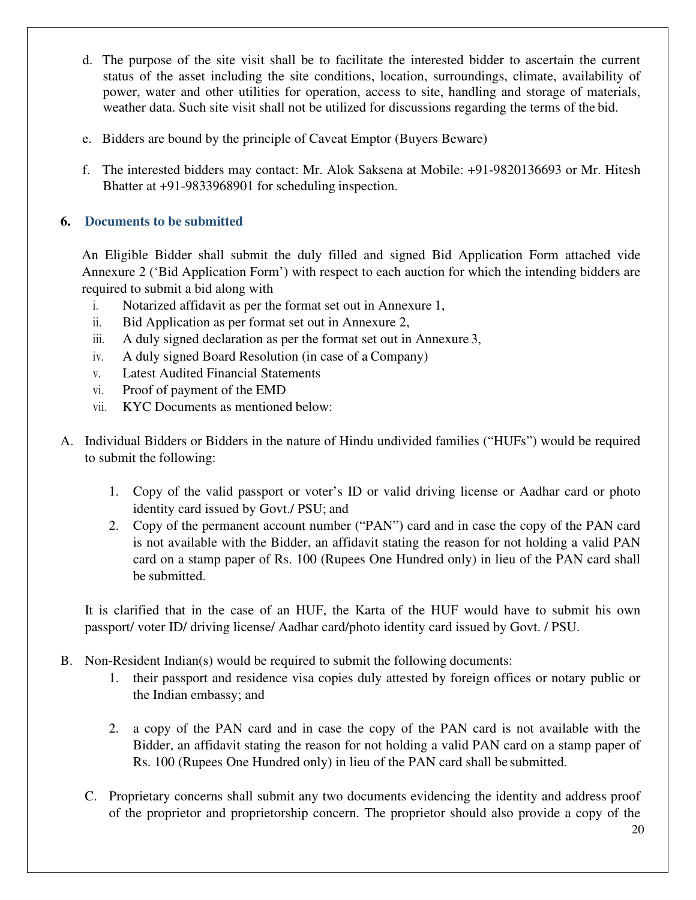d. The purpose of the site visit shall be to facilitate the interested bidder to ascertain the current status of the asset including the site conditions, location, surroundings, climate, availability of power, water and other utilities for operation, access to site, handling and storage of materials, weather data. Such site visit shall not be utilized for discussions regarding the terms of the bid.

e. Bidders are bound by the principle of Caveat Emptor (Buyers Beware)

f. The interested bidders may contact: Mr. Alok Saksena at Mobile: +91-9820136693 or Mr. Hitesh Bhatter at +91-9833968901 for scheduling inspection.

## 6. Documents to be submitted

An Eligible Bidder shall submit the duly filled and signed Bid Application Form attached vide Annexure 2 ('Bid Application Form') with respect to each auction for which the intending bidders are required to submit a bid along with

i. Notarized affidavit as per the format set out in Annexure 1,
ii. Bid Application as per format set out in Annexure 2,
iii. A duly signed declaration as per the format set out in Annexure 3,
iv. A duly signed Board Resolution (in case of a Company)
v. Latest Audited Financial Statements
vi. Proof of payment of the EMD
vii. KYC Documents as mentioned below:

A. Individual Bidders or Bidders in the nature of Hindu undivided families ("HUFs") would be required to submit the following:

1. Copy of the valid passport or voter's ID or valid driving license or Aadhar card or photo identity card issued by Govt./ PSU; and
2. Copy of the permanent account number ("PAN") card and in case the copy of the PAN card is not available with the Bidder, an affidavit stating the reason for not holding a valid PAN card on a stamp paper of Rs. 100 (Rupees One Hundred only) in lieu of the PAN card shall be submitted.

It is clarified that in the case of an HUF, the Karta of the HUF would have to submit his own passport/ voter ID/ driving license/ Aadhar card/photo identity card issued by Govt. / PSU.

B. Non-Resident Indian(s) would be required to submit the following documents:

1. their passport and residence visa copies duly attested by foreign offices or notary public or the Indian embassy; and

2. a copy of the PAN card and in case the copy of the PAN card is not available with the Bidder, an affidavit stating the reason for not holding a valid PAN card on a stamp paper of Rs. 100 (Rupees One Hundred only) in lieu of the PAN card shall be submitted.

C. Proprietary concerns shall submit any two documents evidencing the identity and address proof of the proprietor and proprietorship concern. The proprietor should also provide a copy of the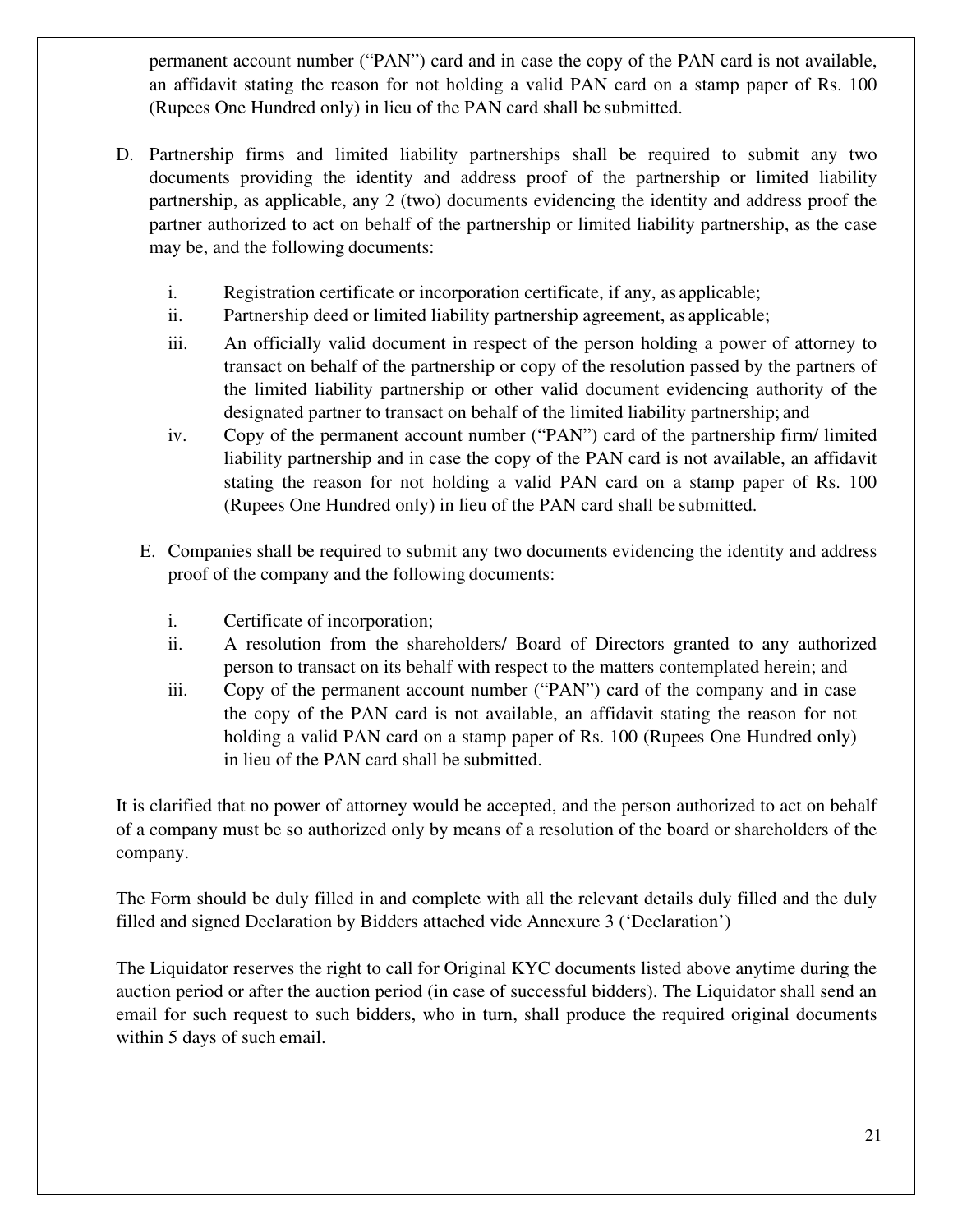permanent account number ("PAN") card and in case the copy of the PAN card is not available, an affidavit stating the reason for not holding a valid PAN card on a stamp paper of Rs. 100 (Rupees One Hundred only) in lieu of the PAN card shall be submitted.

D. Partnership firms and limited liability partnerships shall be required to submit any two documents providing the identity and address proof of the partnership or limited liability partnership, as applicable, any 2 (two) documents evidencing the identity and address proof the partner authorized to act on behalf of the partnership or limited liability partnership, as the case may be, and the following documents:

   i. Registration certificate or incorporation certificate, if any, as applicable;
   ii. Partnership deed or limited liability partnership agreement, as applicable;
   iii. An officially valid document in respect of the person holding a power of attorney to transact on behalf of the partnership or copy of the resolution passed by the partners of the limited liability partnership or other valid document evidencing authority of the designated partner to transact on behalf of the limited liability partnership; and
   iv. Copy of the permanent account number ("PAN") card of the partnership firm/ limited liability partnership and in case the copy of the PAN card is not available, an affidavit stating the reason for not holding a valid PAN card on a stamp paper of Rs. 100 (Rupees One Hundred only) in lieu of the PAN card shall be submitted.

E. Companies shall be required to submit any two documents evidencing the identity and address proof of the company and the following documents:

   i. Certificate of incorporation;
   ii. A resolution from the shareholders/ Board of Directors granted to any authorized person to transact on its behalf with respect to the matters contemplated herein; and
   iii. Copy of the permanent account number ("PAN") card of the company and in case the copy of the PAN card is not available, an affidavit stating the reason for not holding a valid PAN card on a stamp paper of Rs. 100 (Rupees One Hundred only) in lieu of the PAN card shall be submitted.

It is clarified that no power of attorney would be accepted, and the person authorized to act on behalf of a company must be so authorized only by means of a resolution of the board or shareholders of the company.

The Form should be duly filled in and complete with all the relevant details duly filled and the duly filled and signed Declaration by Bidders attached vide Annexure 3 ('Declaration')

The Liquidator reserves the right to call for Original KYC documents listed above anytime during the auction period or after the auction period (in case of successful bidders). The Liquidator shall send an email for such request to such bidders, who in turn, shall produce the required original documents within 5 days of such email.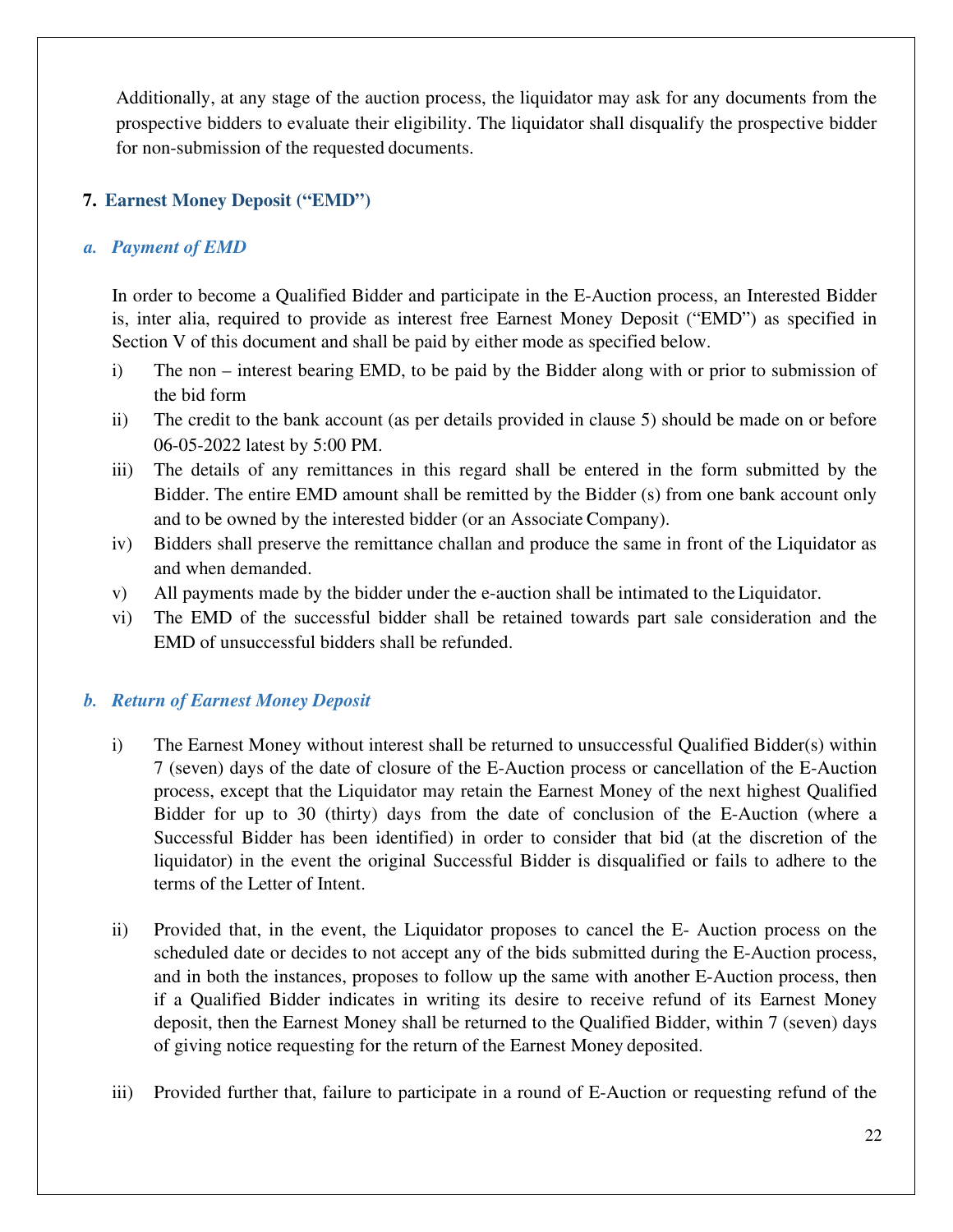Additionally, at any stage of the auction process, the liquidator may ask for any documents from the prospective bidders to evaluate their eligibility. The liquidator shall disqualify the prospective bidder for non-submission of the requested documents.

## 7. Earnest Money Deposit ("EMD")

### *a. Payment of EMD*

In order to become a Qualified Bidder and participate in the E-Auction process, an Interested Bidder is, inter alia, required to provide as interest free Earnest Money Deposit ("EMD") as specified in Section V of this document and shall be paid by either mode as specified below.

i) The non – interest bearing EMD, to be paid by the Bidder along with or prior to submission of the bid form

ii) The credit to the bank account (as per details provided in clause 5) should be made on or before 06-05-2022 latest by 5:00 PM.

iii) The details of any remittances in this regard shall be entered in the form submitted by the Bidder. The entire EMD amount shall be remitted by the Bidder (s) from one bank account only and to be owned by the interested bidder (or an Associate Company).

iv) Bidders shall preserve the remittance challan and produce the same in front of the Liquidator as and when demanded.

v) All payments made by the bidder under the e-auction shall be intimated to the Liquidator.

vi) The EMD of the successful bidder shall be retained towards part sale consideration and the EMD of unsuccessful bidders shall be refunded.

### *b. Return of Earnest Money Deposit*

i) The Earnest Money without interest shall be returned to unsuccessful Qualified Bidder(s) within 7 (seven) days of the date of closure of the E-Auction process or cancellation of the E-Auction process, except that the Liquidator may retain the Earnest Money of the next highest Qualified Bidder for up to 30 (thirty) days from the date of conclusion of the E-Auction (where a Successful Bidder has been identified) in order to consider that bid (at the discretion of the liquidator) in the event the original Successful Bidder is disqualified or fails to adhere to the terms of the Letter of Intent.

ii) Provided that, in the event, the Liquidator proposes to cancel the E- Auction process on the scheduled date or decides to not accept any of the bids submitted during the E-Auction process, and in both the instances, proposes to follow up the same with another E-Auction process, then if a Qualified Bidder indicates in writing its desire to receive refund of its Earnest Money deposit, then the Earnest Money shall be returned to the Qualified Bidder, within 7 (seven) days of giving notice requesting for the return of the Earnest Money deposited.

iii) Provided further that, failure to participate in a round of E-Auction or requesting refund of the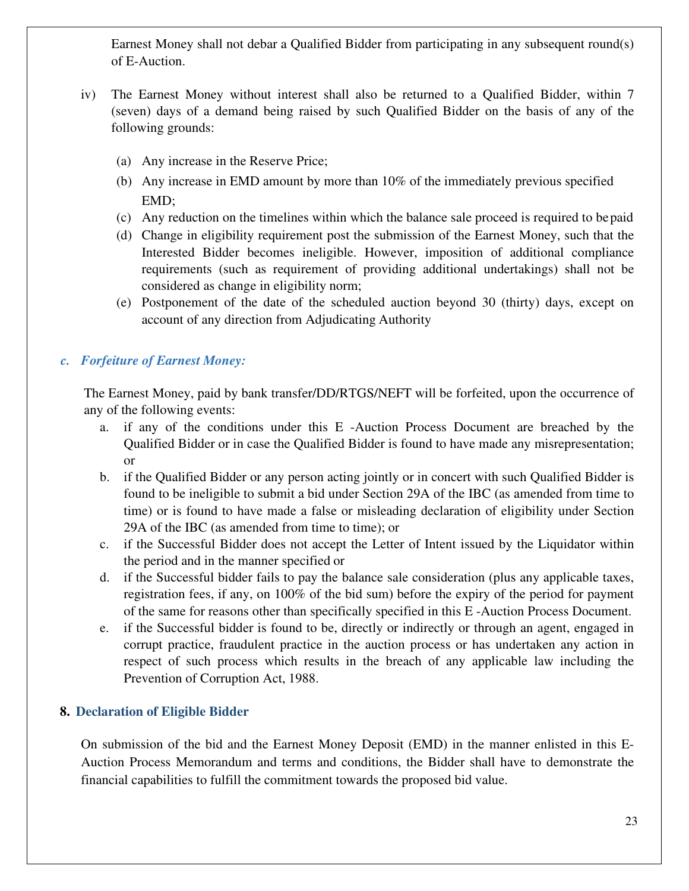Earnest Money shall not debar a Qualified Bidder from participating in any subsequent round(s) of E-Auction.

iv) The Earnest Money without interest shall also be returned to a Qualified Bidder, within 7 (seven) days of a demand being raised by such Qualified Bidder on the basis of any of the following grounds:

(a) Any increase in the Reserve Price;

(b) Any increase in EMD amount by more than 10% of the immediately previous specified EMD;

(c) Any reduction on the timelines within which the balance sale proceed is required to be paid

(d) Change in eligibility requirement post the submission of the Earnest Money, such that the Interested Bidder becomes ineligible. However, imposition of additional compliance requirements (such as requirement of providing additional undertakings) shall not be considered as change in eligibility norm;

(e) Postponement of the date of the scheduled auction beyond 30 (thirty) days, except on account of any direction from Adjudicating Authority

### c. *Forfeiture of Earnest Money:*

The Earnest Money, paid by bank transfer/DD/RTGS/NEFT will be forfeited, upon the occurrence of any of the following events:

a. if any of the conditions under this E -Auction Process Document are breached by the Qualified Bidder or in case the Qualified Bidder is found to have made any misrepresentation; or

b. if the Qualified Bidder or any person acting jointly or in concert with such Qualified Bidder is found to be ineligible to submit a bid under Section 29A of the IBC (as amended from time to time) or is found to have made a false or misleading declaration of eligibility under Section 29A of the IBC (as amended from time to time); or

c. if the Successful Bidder does not accept the Letter of Intent issued by the Liquidator within the period and in the manner specified or

d. if the Successful bidder fails to pay the balance sale consideration (plus any applicable taxes, registration fees, if any, on 100% of the bid sum) before the expiry of the period for payment of the same for reasons other than specifically specified in this E -Auction Process Document.

e. if the Successful bidder is found to be, directly or indirectly or through an agent, engaged in corrupt practice, fraudulent practice in the auction process or has undertaken any action in respect of such process which results in the breach of any applicable law including the Prevention of Corruption Act, 1988.

## 8. Declaration of Eligible Bidder

On submission of the bid and the Earnest Money Deposit (EMD) in the manner enlisted in this E-Auction Process Memorandum and terms and conditions, the Bidder shall have to demonstrate the financial capabilities to fulfill the commitment towards the proposed bid value.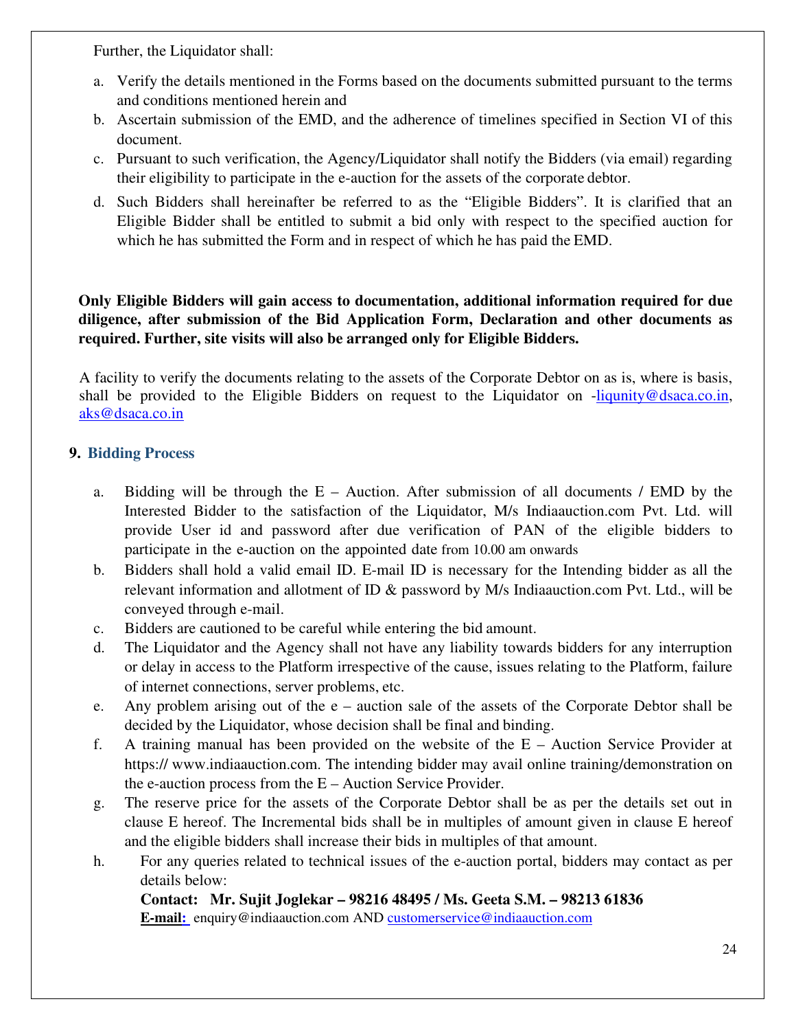Further, the Liquidator shall:

a. Verify the details mentioned in the Forms based on the documents submitted pursuant to the terms and conditions mentioned herein and
b. Ascertain submission of the EMD, and the adherence of timelines specified in Section VI of this document.
c. Pursuant to such verification, the Agency/Liquidator shall notify the Bidders (via email) regarding their eligibility to participate in the e-auction for the assets of the corporate debtor.
d. Such Bidders shall hereinafter be referred to as the "Eligible Bidders". It is clarified that an Eligible Bidder shall be entitled to submit a bid only with respect to the specified auction for which he has submitted the Form and in respect of which he has paid the EMD.

**Only Eligible Bidders will gain access to documentation, additional information required for due diligence, after submission of the Bid Application Form, Declaration and other documents as required. Further, site visits will also be arranged only for Eligible Bidders.**

A facility to verify the documents relating to the assets of the Corporate Debtor on as is, where is basis, shall be provided to the Eligible Bidders on request to the Liquidator on -liqunity@dsaca.co.in, aks@dsaca.co.in

## 9. Bidding Process

a. Bidding will be through the E – Auction. After submission of all documents / EMD by the Interested Bidder to the satisfaction of the Liquidator, M/s Indiaauction.com Pvt. Ltd. will provide User id and password after due verification of PAN of the eligible bidders to participate in the e-auction on the appointed date from 10.00 am onwards
b. Bidders shall hold a valid email ID. E-mail ID is necessary for the Intending bidder as all the relevant information and allotment of ID & password by M/s Indiaauction.com Pvt. Ltd., will be conveyed through e-mail.
c. Bidders are cautioned to be careful while entering the bid amount.
d. The Liquidator and the Agency shall not have any liability towards bidders for any interruption or delay in access to the Platform irrespective of the cause, issues relating to the Platform, failure of internet connections, server problems, etc.
e. Any problem arising out of the e – auction sale of the assets of the Corporate Debtor shall be decided by the Liquidator, whose decision shall be final and binding.
f. A training manual has been provided on the website of the E – Auction Service Provider at https:// www.indiaauction.com. The intending bidder may avail online training/demonstration on the e-auction process from the E – Auction Service Provider.
g. The reserve price for the assets of the Corporate Debtor shall be as per the details set out in clause E hereof. The Incremental bids shall be in multiples of amount given in clause E hereof and the eligible bidders shall increase their bids in multiples of that amount.
h. For any queries related to technical issues of the e-auction portal, bidders may contact as per details below:
   **Contact: Mr. Sujit Joglekar – 98216 48495 / Ms. Geeta S.M. – 98213 61836**
   **E-mail:** enquiry@indiaauction.com AND customerservice@indiaauction.com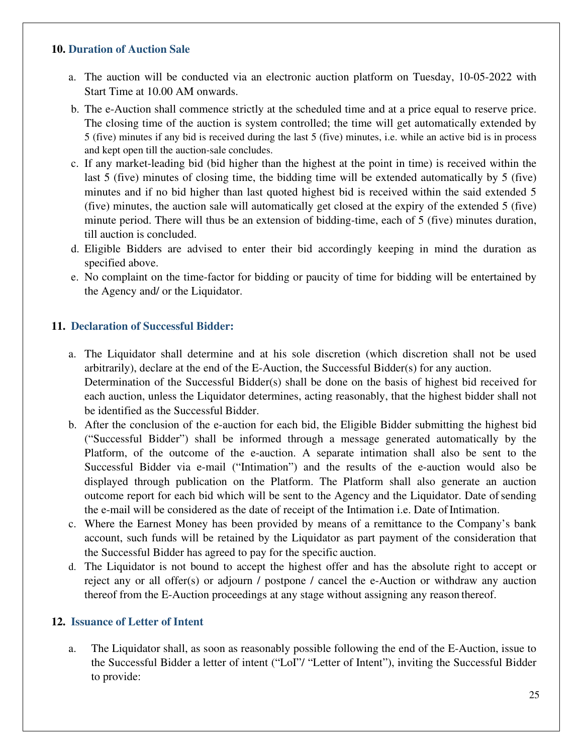## 10. Duration of Auction Sale

a. The auction will be conducted via an electronic auction platform on Tuesday, 10-05-2022 with Start Time at 10.00 AM onwards.

b. The e-Auction shall commence strictly at the scheduled time and at a price equal to reserve price. The closing time of the auction is system controlled; the time will get automatically extended by 5 (five) minutes if any bid is received during the last 5 (five) minutes, i.e. while an active bid is in process and kept open till the auction-sale concludes.

c. If any market-leading bid (bid higher than the highest at the point in time) is received within the last 5 (five) minutes of closing time, the bidding time will be extended automatically by 5 (five) minutes and if no bid higher than last quoted highest bid is received within the said extended 5 (five) minutes, the auction sale will automatically get closed at the expiry of the extended 5 (five) minute period. There will thus be an extension of bidding-time, each of 5 (five) minutes duration, till auction is concluded.

d. Eligible Bidders are advised to enter their bid accordingly keeping in mind the duration as specified above.

e. No complaint on the time-factor for bidding or paucity of time for bidding will be entertained by the Agency and/ or the Liquidator.

## 11. Declaration of Successful Bidder:

a. The Liquidator shall determine and at his sole discretion (which discretion shall not be used arbitrarily), declare at the end of the E-Auction, the Successful Bidder(s) for any auction. Determination of the Successful Bidder(s) shall be done on the basis of highest bid received for each auction, unless the Liquidator determines, acting reasonably, that the highest bidder shall not be identified as the Successful Bidder.

b. After the conclusion of the e-auction for each bid, the Eligible Bidder submitting the highest bid ("Successful Bidder") shall be informed through a message generated automatically by the Platform, of the outcome of the e-auction. A separate intimation shall also be sent to the Successful Bidder via e-mail ("Intimation") and the results of the e-auction would also be displayed through publication on the Platform. The Platform shall also generate an auction outcome report for each bid which will be sent to the Agency and the Liquidator. Date of sending the e-mail will be considered as the date of receipt of the Intimation i.e. Date of Intimation.

c. Where the Earnest Money has been provided by means of a remittance to the Company's bank account, such funds will be retained by the Liquidator as part payment of the consideration that the Successful Bidder has agreed to pay for the specific auction.

d. The Liquidator is not bound to accept the highest offer and has the absolute right to accept or reject any or all offer(s) or adjourn / postpone / cancel the e-Auction or withdraw any auction thereof from the E-Auction proceedings at any stage without assigning any reason thereof.

## 12. Issuance of Letter of Intent

a. The Liquidator shall, as soon as reasonably possible following the end of the E-Auction, issue to the Successful Bidder a letter of intent ("LoI"/ "Letter of Intent"), inviting the Successful Bidder to provide: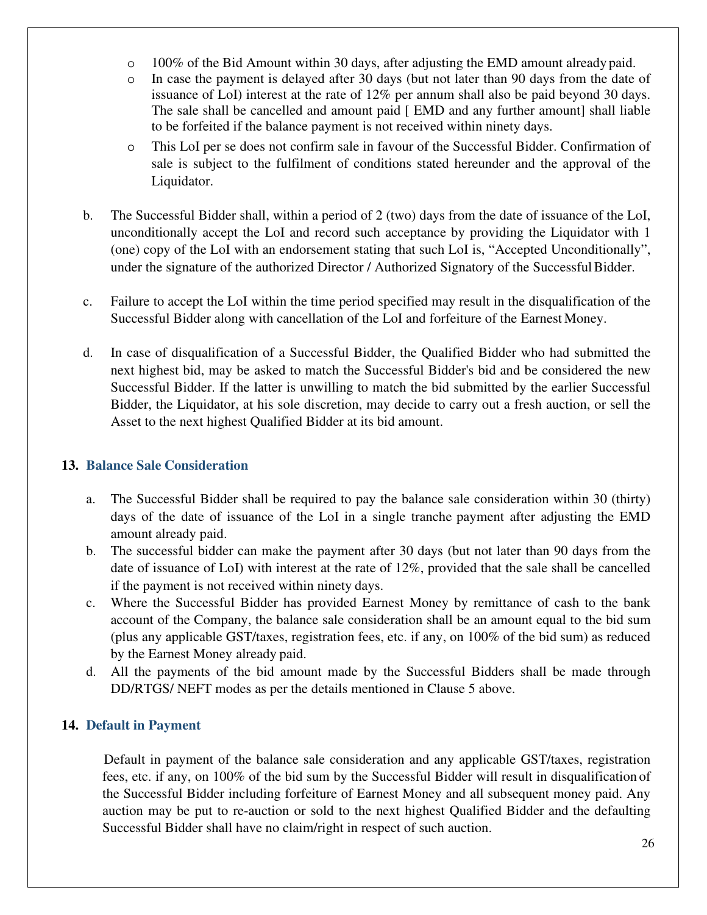- 100% of the Bid Amount within 30 days, after adjusting the EMD amount already paid.
- In case the payment is delayed after 30 days (but not later than 90 days from the date of issuance of LoI) interest at the rate of 12% per annum shall also be paid beyond 30 days. The sale shall be cancelled and amount paid [ EMD and any further amount] shall liable to be forfeited if the balance payment is not received within ninety days.
- This LoI per se does not confirm sale in favour of the Successful Bidder. Confirmation of sale is subject to the fulfilment of conditions stated hereunder and the approval of the Liquidator.

b. The Successful Bidder shall, within a period of 2 (two) days from the date of issuance of the LoI, unconditionally accept the LoI and record such acceptance by providing the Liquidator with 1 (one) copy of the LoI with an endorsement stating that such LoI is, "Accepted Unconditionally", under the signature of the authorized Director / Authorized Signatory of the Successful Bidder.

c. Failure to accept the LoI within the time period specified may result in the disqualification of the Successful Bidder along with cancellation of the LoI and forfeiture of the Earnest Money.

d. In case of disqualification of a Successful Bidder, the Qualified Bidder who had submitted the next highest bid, may be asked to match the Successful Bidder's bid and be considered the new Successful Bidder. If the latter is unwilling to match the bid submitted by the earlier Successful Bidder, the Liquidator, at his sole discretion, may decide to carry out a fresh auction, or sell the Asset to the next highest Qualified Bidder at its bid amount.

## 13. Balance Sale Consideration

a. The Successful Bidder shall be required to pay the balance sale consideration within 30 (thirty) days of the date of issuance of the LoI in a single tranche payment after adjusting the EMD amount already paid.

b. The successful bidder can make the payment after 30 days (but not later than 90 days from the date of issuance of LoI) with interest at the rate of 12%, provided that the sale shall be cancelled if the payment is not received within ninety days.

c. Where the Successful Bidder has provided Earnest Money by remittance of cash to the bank account of the Company, the balance sale consideration shall be an amount equal to the bid sum (plus any applicable GST/taxes, registration fees, etc. if any, on 100% of the bid sum) as reduced by the Earnest Money already paid.

d. All the payments of the bid amount made by the Successful Bidders shall be made through DD/RTGS/ NEFT modes as per the details mentioned in Clause 5 above.

## 14. Default in Payment

Default in payment of the balance sale consideration and any applicable GST/taxes, registration fees, etc. if any, on 100% of the bid sum by the Successful Bidder will result in disqualification of the Successful Bidder including forfeiture of Earnest Money and all subsequent money paid. Any auction may be put to re-auction or sold to the next highest Qualified Bidder and the defaulting Successful Bidder shall have no claim/right in respect of such auction.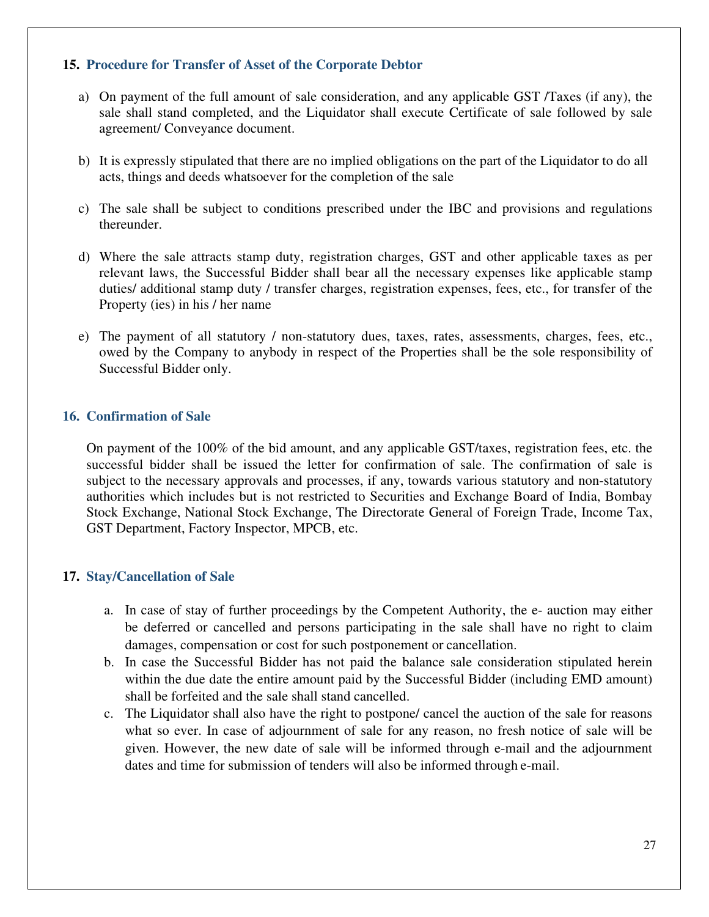## 15. Procedure for Transfer of Asset of the Corporate Debtor

a) On payment of the full amount of sale consideration, and any applicable GST /Taxes (if any), the sale shall stand completed, and the Liquidator shall execute Certificate of sale followed by sale agreement/ Conveyance document.

b) It is expressly stipulated that there are no implied obligations on the part of the Liquidator to do all acts, things and deeds whatsoever for the completion of the sale

c) The sale shall be subject to conditions prescribed under the IBC and provisions and regulations thereunder.

d) Where the sale attracts stamp duty, registration charges, GST and other applicable taxes as per relevant laws, the Successful Bidder shall bear all the necessary expenses like applicable stamp duties/ additional stamp duty / transfer charges, registration expenses, fees, etc., for transfer of the Property (ies) in his / her name

e) The payment of all statutory / non-statutory dues, taxes, rates, assessments, charges, fees, etc., owed by the Company to anybody in respect of the Properties shall be the sole responsibility of Successful Bidder only.

## 16. Confirmation of Sale

On payment of the 100% of the bid amount, and any applicable GST/taxes, registration fees, etc. the successful bidder shall be issued the letter for confirmation of sale. The confirmation of sale is subject to the necessary approvals and processes, if any, towards various statutory and non-statutory authorities which includes but is not restricted to Securities and Exchange Board of India, Bombay Stock Exchange, National Stock Exchange, The Directorate General of Foreign Trade, Income Tax, GST Department, Factory Inspector, MPCB, etc.

## 17. Stay/Cancellation of Sale

a. In case of stay of further proceedings by the Competent Authority, the e- auction may either be deferred or cancelled and persons participating in the sale shall have no right to claim damages, compensation or cost for such postponement or cancellation.

b. In case the Successful Bidder has not paid the balance sale consideration stipulated herein within the due date the entire amount paid by the Successful Bidder (including EMD amount) shall be forfeited and the sale shall stand cancelled.

c. The Liquidator shall also have the right to postpone/ cancel the auction of the sale for reasons what so ever. In case of adjournment of sale for any reason, no fresh notice of sale will be given. However, the new date of sale will be informed through e-mail and the adjournment dates and time for submission of tenders will also be informed through e-mail.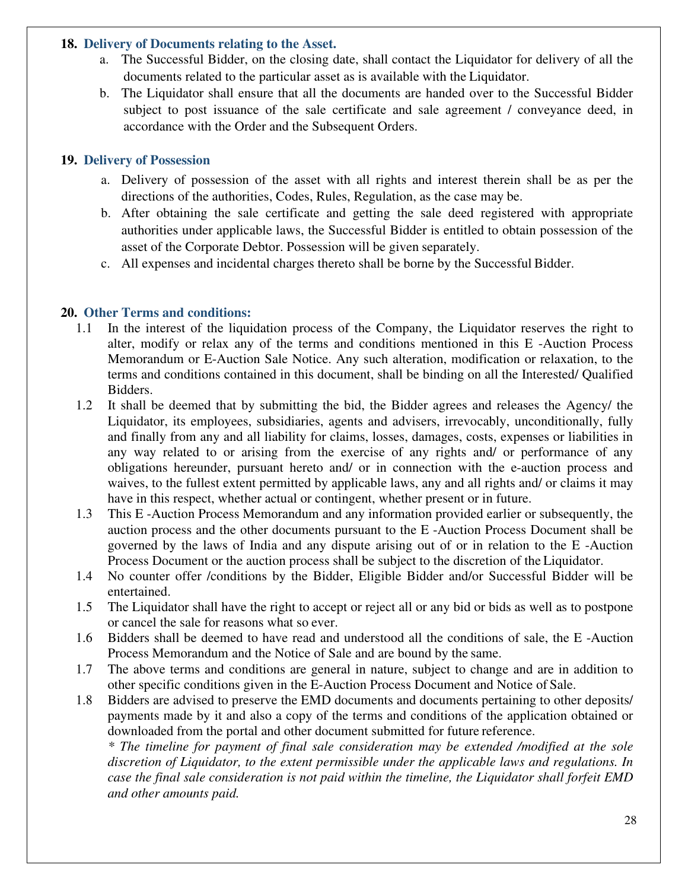## 18. Delivery of Documents relating to the Asset.

a. The Successful Bidder, on the closing date, shall contact the Liquidator for delivery of all the documents related to the particular asset as is available with the Liquidator.

b. The Liquidator shall ensure that all the documents are handed over to the Successful Bidder subject to post issuance of the sale certificate and sale agreement / conveyance deed, in accordance with the Order and the Subsequent Orders.

## 19. Delivery of Possession

a. Delivery of possession of the asset with all rights and interest therein shall be as per the directions of the authorities, Codes, Rules, Regulation, as the case may be.

b. After obtaining the sale certificate and getting the sale deed registered with appropriate authorities under applicable laws, the Successful Bidder is entitled to obtain possession of the asset of the Corporate Debtor. Possession will be given separately.

c. All expenses and incidental charges thereto shall be borne by the Successful Bidder.

## 20. Other Terms and conditions:

1.1 In the interest of the liquidation process of the Company, the Liquidator reserves the right to alter, modify or relax any of the terms and conditions mentioned in this E -Auction Process Memorandum or E-Auction Sale Notice. Any such alteration, modification or relaxation, to the terms and conditions contained in this document, shall be binding on all the Interested/ Qualified Bidders.

1.2 It shall be deemed that by submitting the bid, the Bidder agrees and releases the Agency/ the Liquidator, its employees, subsidiaries, agents and advisers, irrevocably, unconditionally, fully and finally from any and all liability for claims, losses, damages, costs, expenses or liabilities in any way related to or arising from the exercise of any rights and/ or performance of any obligations hereunder, pursuant hereto and/ or in connection with the e-auction process and waives, to the fullest extent permitted by applicable laws, any and all rights and/ or claims it may have in this respect, whether actual or contingent, whether present or in future.

1.3 This E -Auction Process Memorandum and any information provided earlier or subsequently, the auction process and the other documents pursuant to the E -Auction Process Document shall be governed by the laws of India and any dispute arising out of or in relation to the E -Auction Process Document or the auction process shall be subject to the discretion of the Liquidator.

1.4 No counter offer /conditions by the Bidder, Eligible Bidder and/or Successful Bidder will be entertained.

1.5 The Liquidator shall have the right to accept or reject all or any bid or bids as well as to postpone or cancel the sale for reasons what so ever.

1.6 Bidders shall be deemed to have read and understood all the conditions of sale, the E -Auction Process Memorandum and the Notice of Sale and are bound by the same.

1.7 The above terms and conditions are general in nature, subject to change and are in addition to other specific conditions given in the E-Auction Process Document and Notice of Sale.

1.8 Bidders are advised to preserve the EMD documents and documents pertaining to other deposits/ payments made by it and also a copy of the terms and conditions of the application obtained or downloaded from the portal and other document submitted for future reference.

*\* The timeline for payment of final sale consideration may be extended /modified at the sole discretion of Liquidator, to the extent permissible under the applicable laws and regulations. In case the final sale consideration is not paid within the timeline, the Liquidator shall forfeit EMD and other amounts paid.*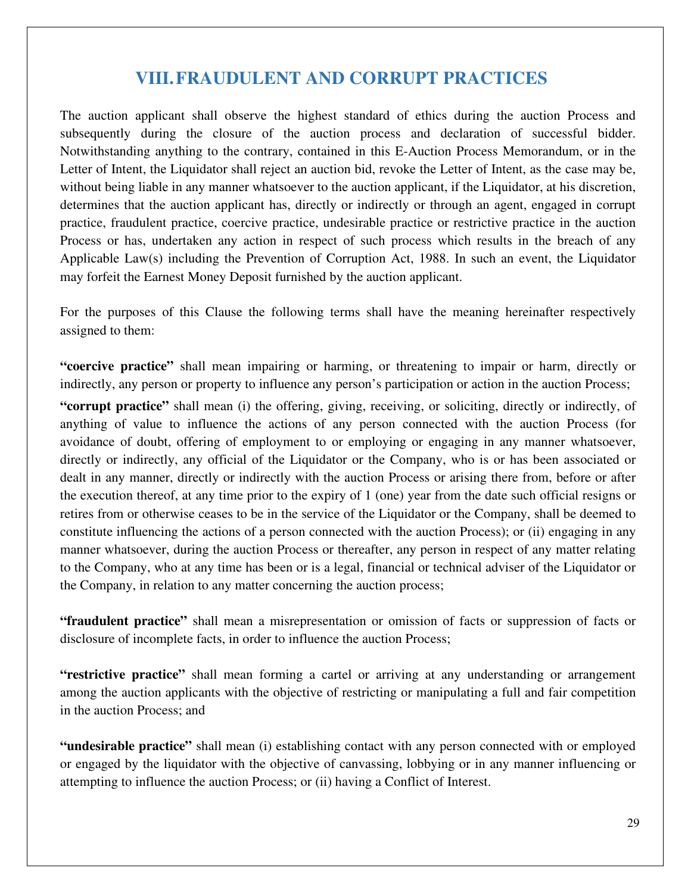## VIII. FRAUDULENT AND CORRUPT PRACTICES

The auction applicant shall observe the highest standard of ethics during the auction Process and subsequently during the closure of the auction process and declaration of successful bidder. Notwithstanding anything to the contrary, contained in this E-Auction Process Memorandum, or in the Letter of Intent, the Liquidator shall reject an auction bid, revoke the Letter of Intent, as the case may be, without being liable in any manner whatsoever to the auction applicant, if the Liquidator, at his discretion, determines that the auction applicant has, directly or indirectly or through an agent, engaged in corrupt practice, fraudulent practice, coercive practice, undesirable practice or restrictive practice in the auction Process or has, undertaken any action in respect of such process which results in the breach of any Applicable Law(s) including the Prevention of Corruption Act, 1988. In such an event, the Liquidator may forfeit the Earnest Money Deposit furnished by the auction applicant.

For the purposes of this Clause the following terms shall have the meaning hereinafter respectively assigned to them:

**"coercive practice"** shall mean impairing or harming, or threatening to impair or harm, directly or indirectly, any person or property to influence any person's participation or action in the auction Process;

**"corrupt practice"** shall mean (i) the offering, giving, receiving, or soliciting, directly or indirectly, of anything of value to influence the actions of any person connected with the auction Process (for avoidance of doubt, offering of employment to or employing or engaging in any manner whatsoever, directly or indirectly, any official of the Liquidator or the Company, who is or has been associated or dealt in any manner, directly or indirectly with the auction Process or arising there from, before or after the execution thereof, at any time prior to the expiry of 1 (one) year from the date such official resigns or retires from or otherwise ceases to be in the service of the Liquidator or the Company, shall be deemed to constitute influencing the actions of a person connected with the auction Process); or (ii) engaging in any manner whatsoever, during the auction Process or thereafter, any person in respect of any matter relating to the Company, who at any time has been or is a legal, financial or technical adviser of the Liquidator or the Company, in relation to any matter concerning the auction process;

**"fraudulent practice"** shall mean a misrepresentation or omission of facts or suppression of facts or disclosure of incomplete facts, in order to influence the auction Process;

**"restrictive practice"** shall mean forming a cartel or arriving at any understanding or arrangement among the auction applicants with the objective of restricting or manipulating a full and fair competition in the auction Process; and

**"undesirable practice"** shall mean (i) establishing contact with any person connected with or employed or engaged by the liquidator with the objective of canvassing, lobbying or in any manner influencing or attempting to influence the auction Process; or (ii) having a Conflict of Interest.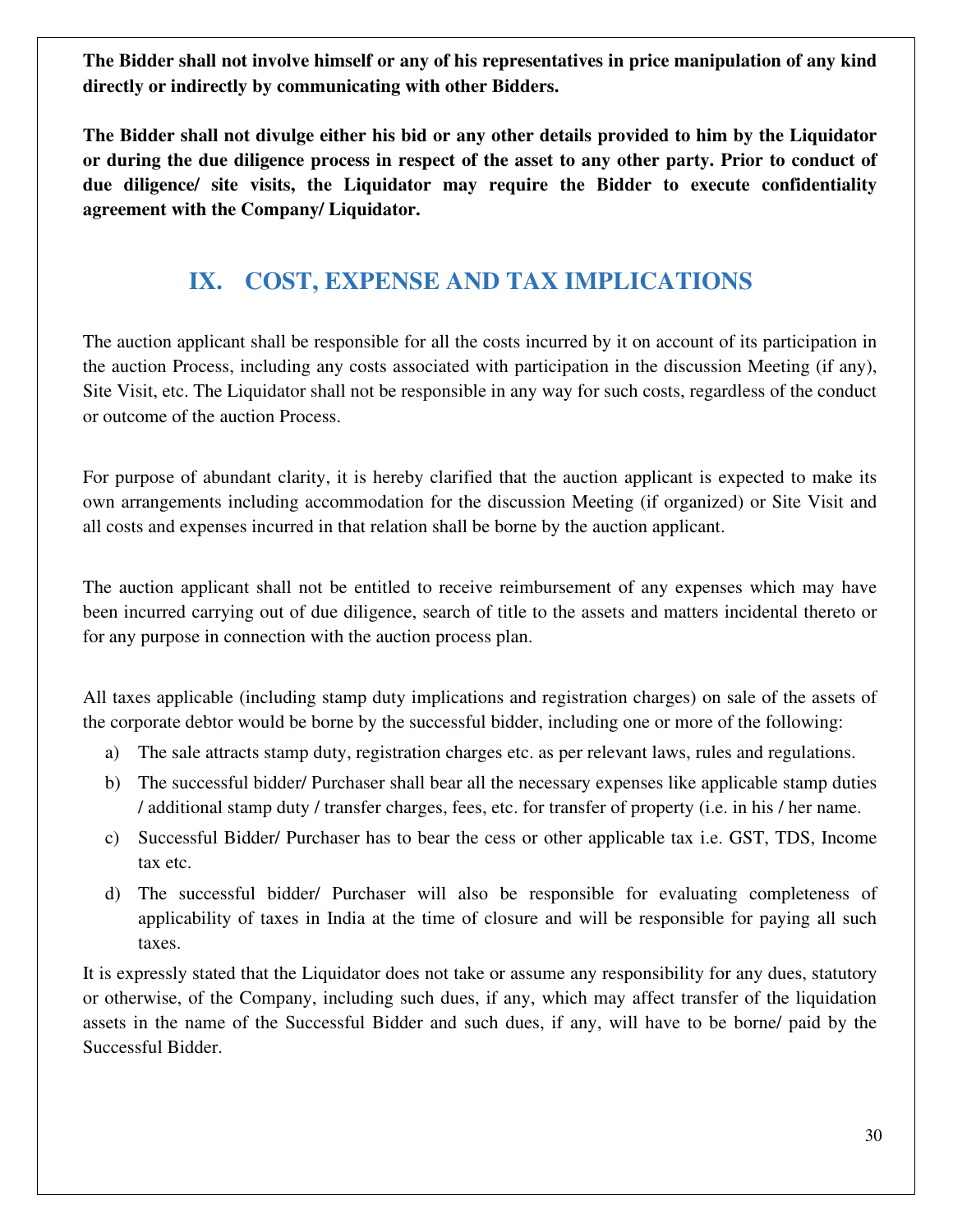**The Bidder shall not involve himself or any of his representatives in price manipulation of any kind directly or indirectly by communicating with other Bidders.**

**The Bidder shall not divulge either his bid or any other details provided to him by the Liquidator or during the due diligence process in respect of the asset to any other party. Prior to conduct of due diligence/ site visits, the Liquidator may require the Bidder to execute confidentiality agreement with the Company/ Liquidator.**

## IX. COST, EXPENSE AND TAX IMPLICATIONS

The auction applicant shall be responsible for all the costs incurred by it on account of its participation in the auction Process, including any costs associated with participation in the discussion Meeting (if any), Site Visit, etc. The Liquidator shall not be responsible in any way for such costs, regardless of the conduct or outcome of the auction Process.

For purpose of abundant clarity, it is hereby clarified that the auction applicant is expected to make its own arrangements including accommodation for the discussion Meeting (if organized) or Site Visit and all costs and expenses incurred in that relation shall be borne by the auction applicant.

The auction applicant shall not be entitled to receive reimbursement of any expenses which may have been incurred carrying out of due diligence, search of title to the assets and matters incidental thereto or for any purpose in connection with the auction process plan.

All taxes applicable (including stamp duty implications and registration charges) on sale of the assets of the corporate debtor would be borne by the successful bidder, including one or more of the following:

a) The sale attracts stamp duty, registration charges etc. as per relevant laws, rules and regulations.

b) The successful bidder/ Purchaser shall bear all the necessary expenses like applicable stamp duties / additional stamp duty / transfer charges, fees, etc. for transfer of property (i.e. in his / her name.

c) Successful Bidder/ Purchaser has to bear the cess or other applicable tax i.e. GST, TDS, Income tax etc.

d) The successful bidder/ Purchaser will also be responsible for evaluating completeness of applicability of taxes in India at the time of closure and will be responsible for paying all such taxes.

It is expressly stated that the Liquidator does not take or assume any responsibility for any dues, statutory or otherwise, of the Company, including such dues, if any, which may affect transfer of the liquidation assets in the name of the Successful Bidder and such dues, if any, will have to be borne/ paid by the Successful Bidder.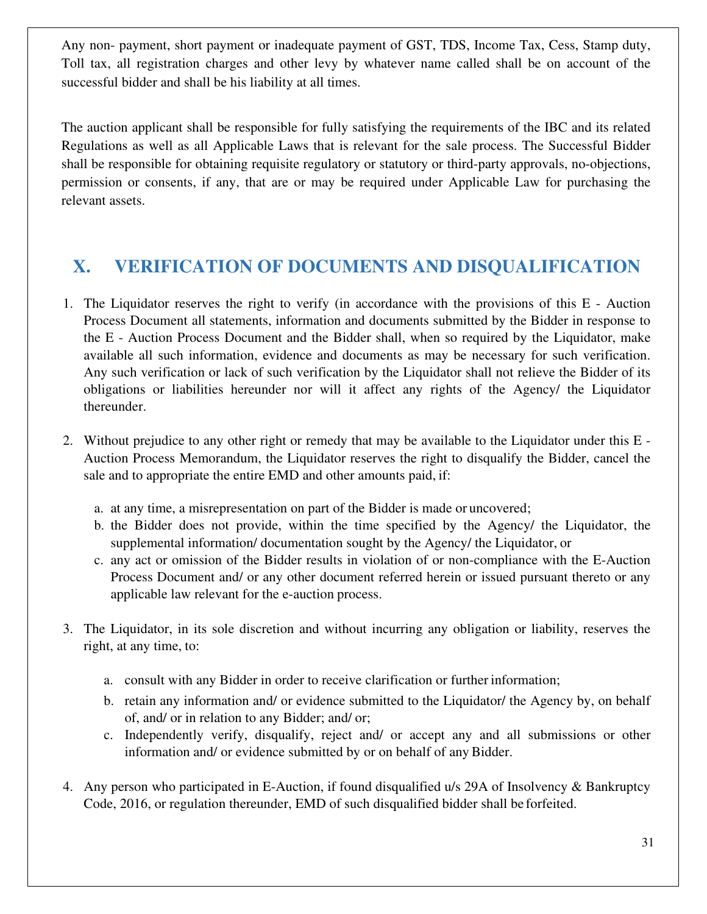Any non- payment, short payment or inadequate payment of GST, TDS, Income Tax, Cess, Stamp duty, Toll tax, all registration charges and other levy by whatever name called shall be on account of the successful bidder and shall be his liability at all times.

The auction applicant shall be responsible for fully satisfying the requirements of the IBC and its related Regulations as well as all Applicable Laws that is relevant for the sale process. The Successful Bidder shall be responsible for obtaining requisite regulatory or statutory or third-party approvals, no-objections, permission or consents, if any, that are or may be required under Applicable Law for purchasing the relevant assets.

## X. VERIFICATION OF DOCUMENTS AND DISQUALIFICATION

1. The Liquidator reserves the right to verify (in accordance with the provisions of this E - Auction Process Document all statements, information and documents submitted by the Bidder in response to the E - Auction Process Document and the Bidder shall, when so required by the Liquidator, make available all such information, evidence and documents as may be necessary for such verification. Any such verification or lack of such verification by the Liquidator shall not relieve the Bidder of its obligations or liabilities hereunder nor will it affect any rights of the Agency/ the Liquidator thereunder.

2. Without prejudice to any other right or remedy that may be available to the Liquidator under this E - Auction Process Memorandum, the Liquidator reserves the right to disqualify the Bidder, cancel the sale and to appropriate the entire EMD and other amounts paid, if:

   a. at any time, a misrepresentation on part of the Bidder is made or uncovered;
   b. the Bidder does not provide, within the time specified by the Agency/ the Liquidator, the supplemental information/ documentation sought by the Agency/ the Liquidator, or
   c. any act or omission of the Bidder results in violation of or non-compliance with the E-Auction Process Document and/ or any other document referred herein or issued pursuant thereto or any applicable law relevant for the e-auction process.

3. The Liquidator, in its sole discretion and without incurring any obligation or liability, reserves the right, at any time, to:

   a. consult with any Bidder in order to receive clarification or further information;
   b. retain any information and/ or evidence submitted to the Liquidator/ the Agency by, on behalf of, and/ or in relation to any Bidder; and/ or;
   c. Independently verify, disqualify, reject and/ or accept any and all submissions or other information and/ or evidence submitted by or on behalf of any Bidder.

4. Any person who participated in E-Auction, if found disqualified u/s 29A of Insolvency & Bankruptcy Code, 2016, or regulation thereunder, EMD of such disqualified bidder shall be forfeited.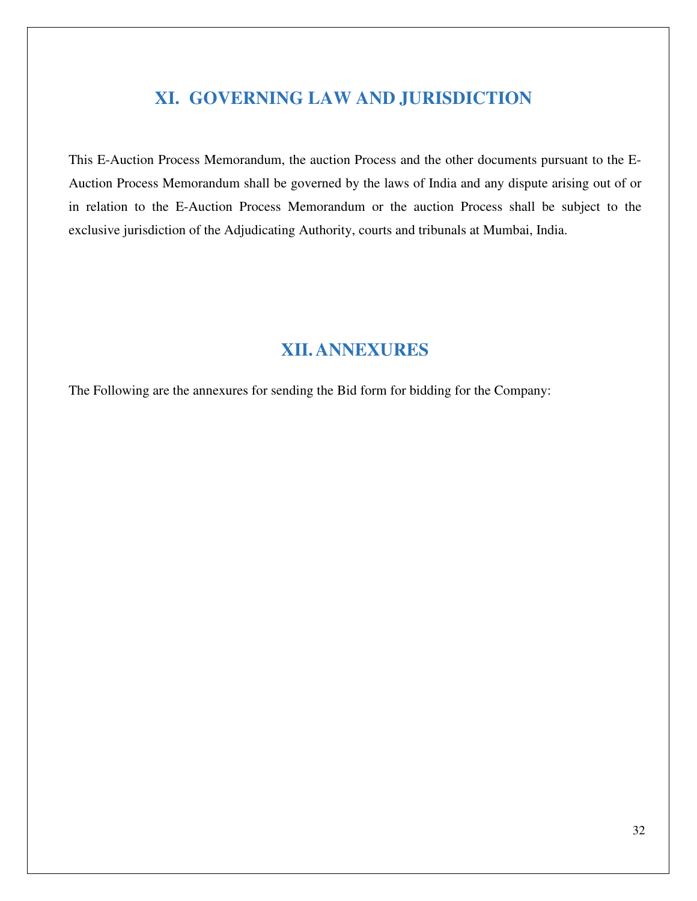## XI. GOVERNING LAW AND JURISDICTION

This E-Auction Process Memorandum, the auction Process and the other documents pursuant to the E-Auction Process Memorandum shall be governed by the laws of India and any dispute arising out of or in relation to the E-Auction Process Memorandum or the auction Process shall be subject to the exclusive jurisdiction of the Adjudicating Authority, courts and tribunals at Mumbai, India.

## XII. ANNEXURES

The Following are the annexures for sending the Bid form for bidding for the Company: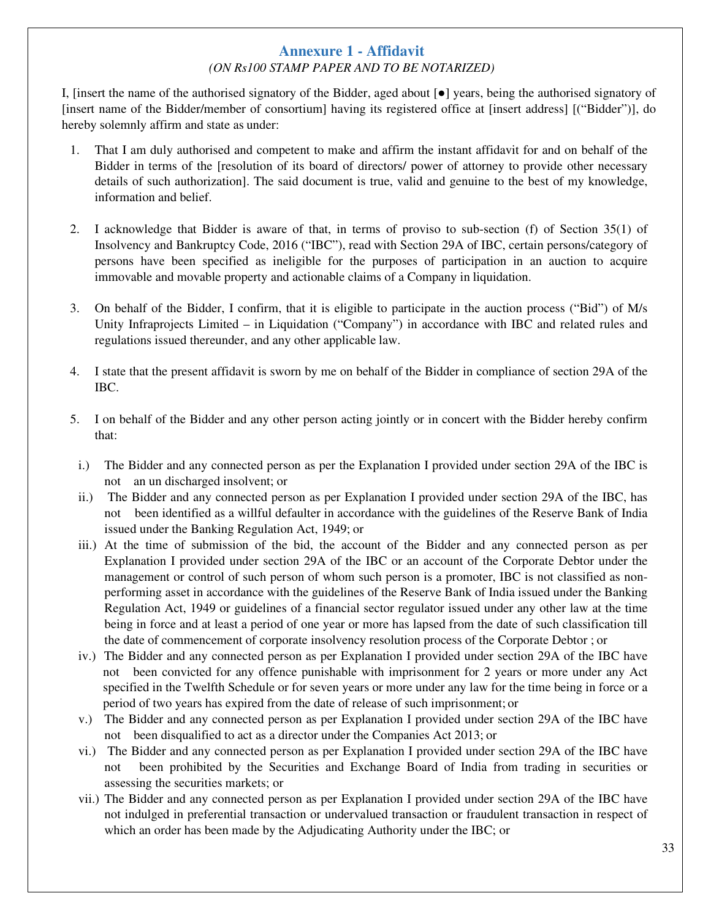## Annexure 1 - Affidavit

*(ON Rs100 STAMP PAPER AND TO BE NOTARIZED)*

I, [insert the name of the authorised signatory of the Bidder, aged about [●] years, being the authorised signatory of [insert name of the Bidder/member of consortium] having its registered office at [insert address] [("Bidder")], do hereby solemnly affirm and state as under:

1. That I am duly authorised and competent to make and affirm the instant affidavit for and on behalf of the Bidder in terms of the [resolution of its board of directors/ power of attorney to provide other necessary details of such authorization]. The said document is true, valid and genuine to the best of my knowledge, information and belief.

2. I acknowledge that Bidder is aware of that, in terms of proviso to sub-section (f) of Section 35(1) of Insolvency and Bankruptcy Code, 2016 ("IBC"), read with Section 29A of IBC, certain persons/category of persons have been specified as ineligible for the purposes of participation in an auction to acquire immovable and movable property and actionable claims of a Company in liquidation.

3. On behalf of the Bidder, I confirm, that it is eligible to participate in the auction process ("Bid") of M/s Unity Infraprojects Limited – in Liquidation ("Company") in accordance with IBC and related rules and regulations issued thereunder, and any other applicable law.

4. I state that the present affidavit is sworn by me on behalf of the Bidder in compliance of section 29A of the IBC.

5. I on behalf of the Bidder and any other person acting jointly or in concert with the Bidder hereby confirm that:

   i.) The Bidder and any connected person as per the Explanation I provided under section 29A of the IBC is not an un discharged insolvent; or

   ii.) The Bidder and any connected person as per Explanation I provided under section 29A of the IBC, has not been identified as a willful defaulter in accordance with the guidelines of the Reserve Bank of India issued under the Banking Regulation Act, 1949; or

   iii.) At the time of submission of the bid, the account of the Bidder and any connected person as per Explanation I provided under section 29A of the IBC or an account of the Corporate Debtor under the management or control of such person of whom such person is a promoter, IBC is not classified as non-performing asset in accordance with the guidelines of the Reserve Bank of India issued under the Banking Regulation Act, 1949 or guidelines of a financial sector regulator issued under any other law at the time being in force and at least a period of one year or more has lapsed from the date of such classification till the date of commencement of corporate insolvency resolution process of the Corporate Debtor ; or

   iv.) The Bidder and any connected person as per Explanation I provided under section 29A of the IBC have not been convicted for any offence punishable with imprisonment for 2 years or more under any Act specified in the Twelfth Schedule or for seven years or more under any law for the time being in force or a period of two years has expired from the date of release of such imprisonment; or

   v.) The Bidder and any connected person as per Explanation I provided under section 29A of the IBC have not been disqualified to act as a director under the Companies Act 2013; or

   vi.) The Bidder and any connected person as per Explanation I provided under section 29A of the IBC have not been prohibited by the Securities and Exchange Board of India from trading in securities or assessing the securities markets; or

   vii.) The Bidder and any connected person as per Explanation I provided under section 29A of the IBC have not indulged in preferential transaction or undervalued transaction or fraudulent transaction in respect of which an order has been made by the Adjudicating Authority under the IBC; or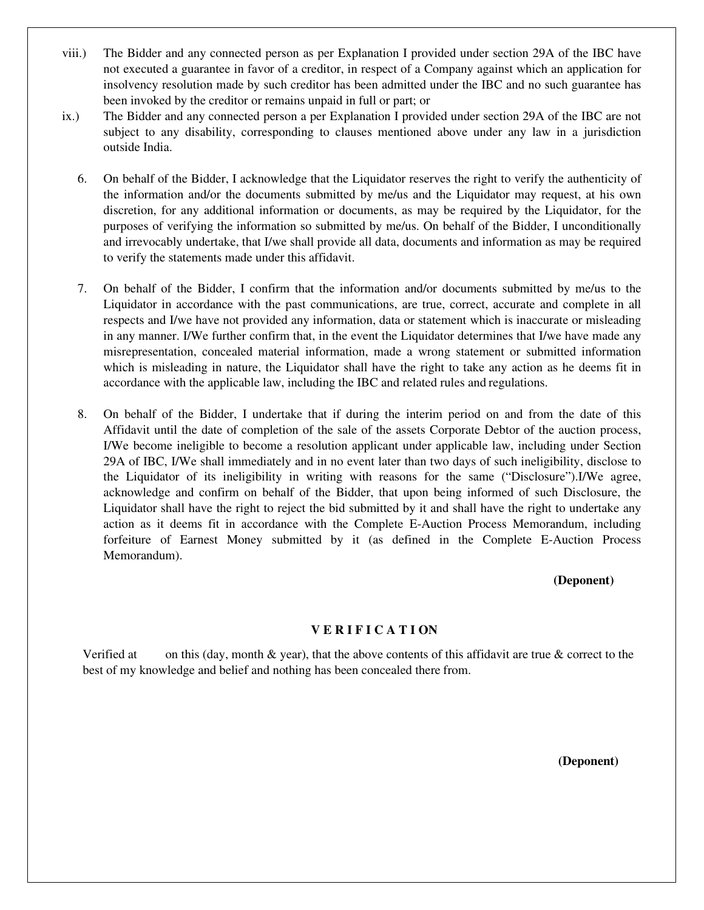viii.) The Bidder and any connected person as per Explanation I provided under section 29A of the IBC have not executed a guarantee in favor of a creditor, in respect of a Company against which an application for insolvency resolution made by such creditor has been admitted under the IBC and no such guarantee has been invoked by the creditor or remains unpaid in full or part; or

ix.) The Bidder and any connected person a per Explanation I provided under section 29A of the IBC are not subject to any disability, corresponding to clauses mentioned above under any law in a jurisdiction outside India.

6. On behalf of the Bidder, I acknowledge that the Liquidator reserves the right to verify the authenticity of the information and/or the documents submitted by me/us and the Liquidator may request, at his own discretion, for any additional information or documents, as may be required by the Liquidator, for the purposes of verifying the information so submitted by me/us. On behalf of the Bidder, I unconditionally and irrevocably undertake, that I/we shall provide all data, documents and information as may be required to verify the statements made under this affidavit.

7. On behalf of the Bidder, I confirm that the information and/or documents submitted by me/us to the Liquidator in accordance with the past communications, are true, correct, accurate and complete in all respects and I/we have not provided any information, data or statement which is inaccurate or misleading in any manner. I/We further confirm that, in the event the Liquidator determines that I/we have made any misrepresentation, concealed material information, made a wrong statement or submitted information which is misleading in nature, the Liquidator shall have the right to take any action as he deems fit in accordance with the applicable law, including the IBC and related rules and regulations.

8. On behalf of the Bidder, I undertake that if during the interim period on and from the date of this Affidavit until the date of completion of the sale of the assets Corporate Debtor of the auction process, I/We become ineligible to become a resolution applicant under applicable law, including under Section 29A of IBC, I/We shall immediately and in no event later than two days of such ineligibility, disclose to the Liquidator of its ineligibility in writing with reasons for the same ("Disclosure").I/We agree, acknowledge and confirm on behalf of the Bidder, that upon being informed of such Disclosure, the Liquidator shall have the right to reject the bid submitted by it and shall have the right to undertake any action as it deems fit in accordance with the Complete E-Auction Process Memorandum, including forfeiture of Earnest Money submitted by it (as defined in the Complete E-Auction Process Memorandum).

**(Deponent)**

**V E R I F I C A T I ON**

Verified at on this (day, month & year), that the above contents of this affidavit are true & correct to the best of my knowledge and belief and nothing has been concealed there from.

**(Deponent)**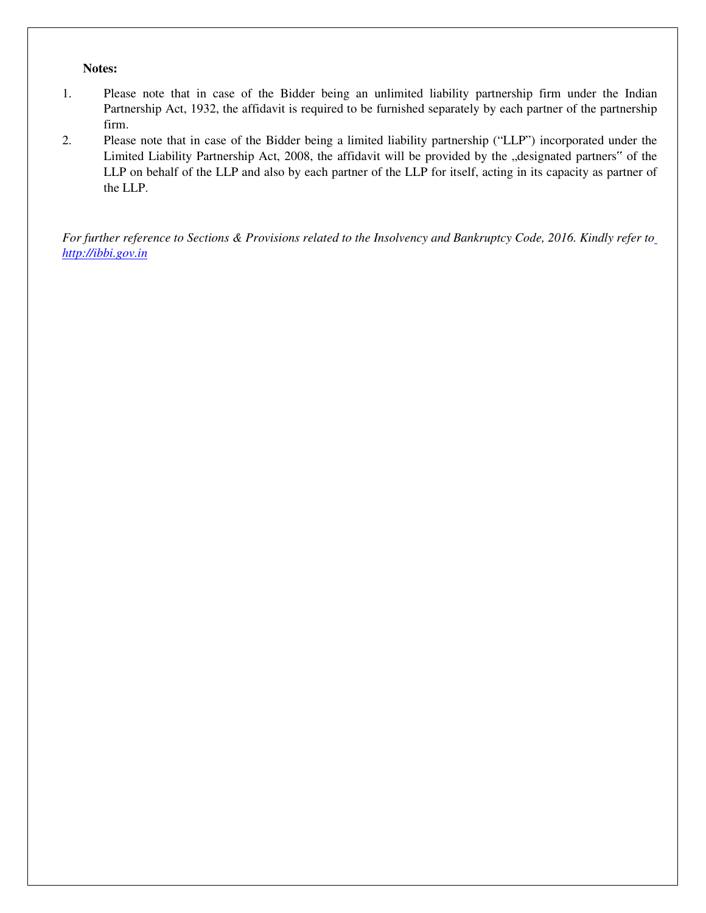**Notes:**

1. Please note that in case of the Bidder being an unlimited liability partnership firm under the Indian Partnership Act, 1932, the affidavit is required to be furnished separately by each partner of the partnership firm.
2. Please note that in case of the Bidder being a limited liability partnership ("LLP") incorporated under the Limited Liability Partnership Act, 2008, the affidavit will be provided by the „designated partners" of the LLP on behalf of the LLP and also by each partner of the LLP for itself, acting in its capacity as partner of the LLP.

*For further reference to Sections & Provisions related to the Insolvency and Bankruptcy Code, 2016. Kindly refer to http://ibbi.gov.in*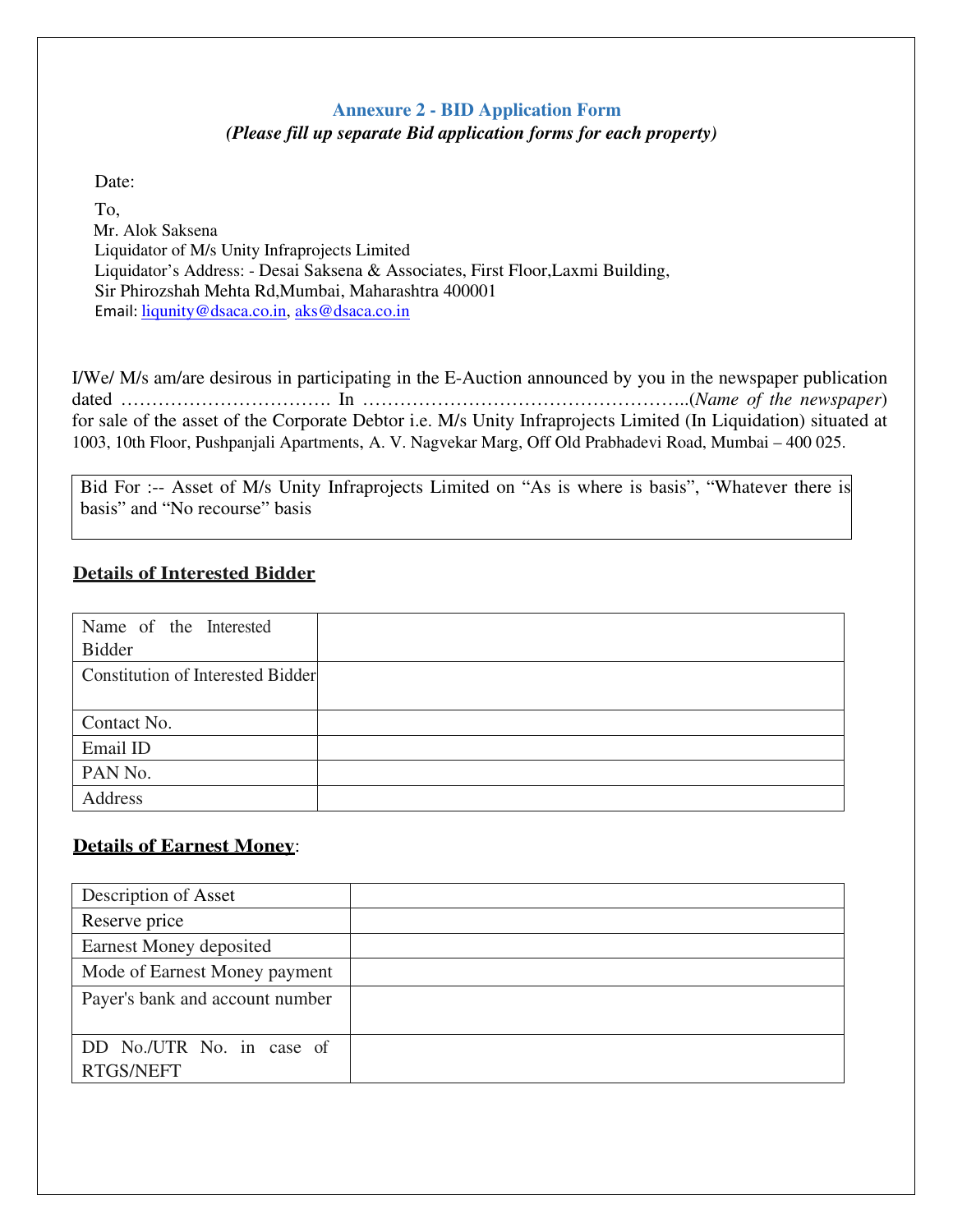## Annexure 2 - BID Application Form

***(Please fill up separate Bid application forms for each property)***

Date:

To,
Mr. Alok Saksena
Liquidator of M/s Unity Infraprojects Limited
Liquidator's Address: - Desai Saksena & Associates, First Floor,Laxmi Building,
Sir Phirozshah Mehta Rd,Mumbai, Maharashtra 400001
Email: liqunity@dsaca.co.in, aks@dsaca.co.in

I/We/ M/s am/are desirous in participating in the E-Auction announced by you in the newspaper publication dated ……………………………. In ……………………………………………..(*Name of the newspaper*) for sale of the asset of the Corporate Debtor i.e. M/s Unity Infraprojects Limited (In Liquidation) situated at 1003, 10th Floor, Pushpanjali Apartments, A. V. Nagvekar Marg, Off Old Prabhadevi Road, Mumbai – 400 025.

| Bid For :-- Asset of M/s Unity Infraprojects Limited on "As is where is basis", "Whatever there is basis" and "No recourse" basis |
|---|

**Details of Interested Bidder**

| | |
|---|---|
| Name of the Interested Bidder | |
| Constitution of Interested Bidder | |
| Contact No. | |
| Email ID | |
| PAN No. | |
| Address | |

**Details of Earnest Money**:

| | |
|---|---|
| Description of Asset | |
| Reserve price | |
| Earnest Money deposited | |
| Mode of Earnest Money payment | |
| Payer's bank and account number | |
| DD No./UTR No. in case of RTGS/NEFT | |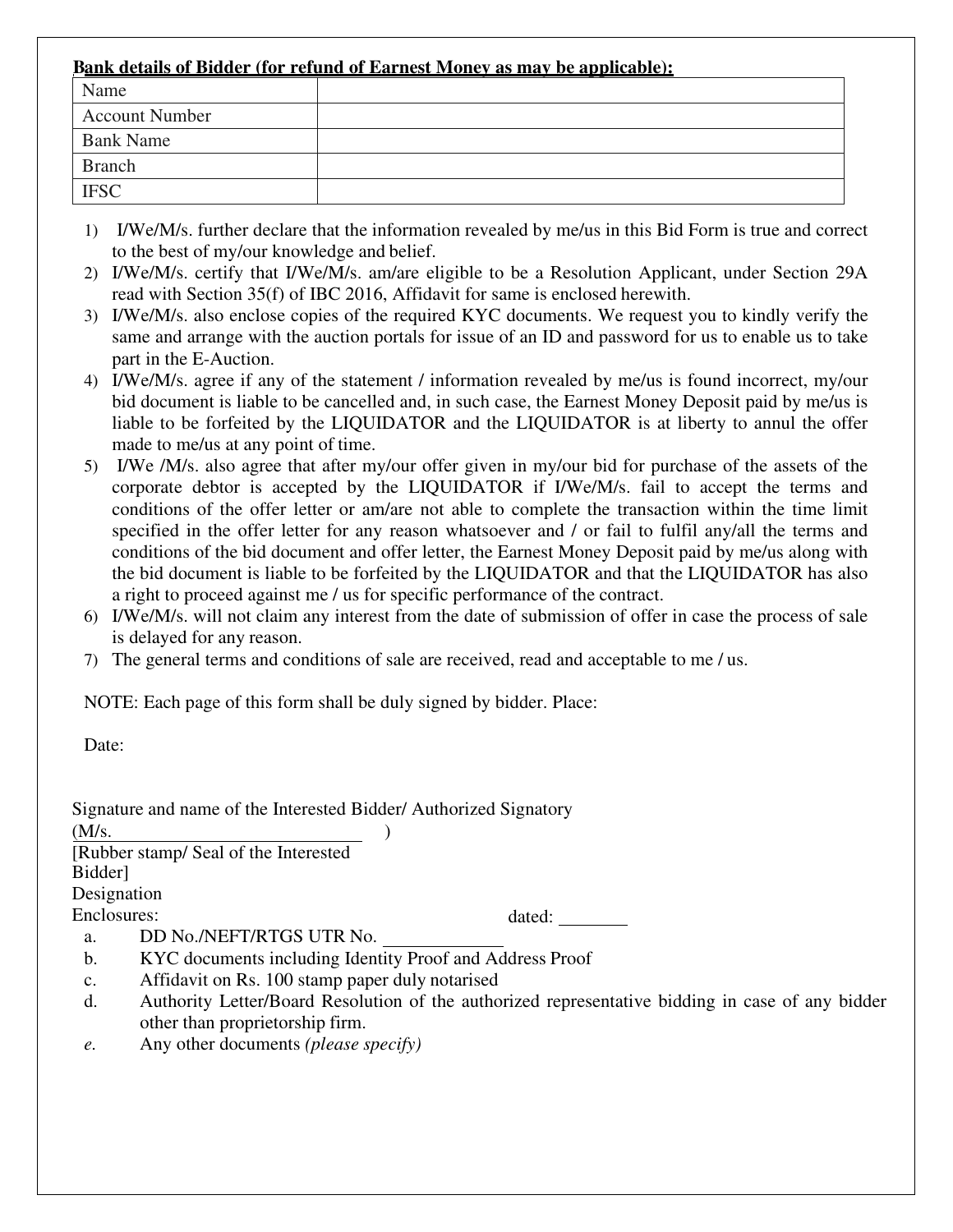**Bank details of Bidder (for refund of Earnest Money as may be applicable):**

| Name | |
|---|---|
| Account Number | |
| Bank Name | |
| Branch | |
| IFSC | |

1) I/We/M/s. further declare that the information revealed by me/us in this Bid Form is true and correct to the best of my/our knowledge and belief.
2) I/We/M/s. certify that I/We/M/s. am/are eligible to be a Resolution Applicant, under Section 29A read with Section 35(f) of IBC 2016, Affidavit for same is enclosed herewith.
3) I/We/M/s. also enclose copies of the required KYC documents. We request you to kindly verify the same and arrange with the auction portals for issue of an ID and password for us to enable us to take part in the E-Auction.
4) I/We/M/s. agree if any of the statement / information revealed by me/us is found incorrect, my/our bid document is liable to be cancelled and, in such case, the Earnest Money Deposit paid by me/us is liable to be forfeited by the LIQUIDATOR and the LIQUIDATOR is at liberty to annul the offer made to me/us at any point of time.
5) I/We /M/s. also agree that after my/our offer given in my/our bid for purchase of the assets of the corporate debtor is accepted by the LIQUIDATOR if I/We/M/s. fail to accept the terms and conditions of the offer letter or am/are not able to complete the transaction within the time limit specified in the offer letter for any reason whatsoever and / or fail to fulfil any/all the terms and conditions of the bid document and offer letter, the Earnest Money Deposit paid by me/us along with the bid document is liable to be forfeited by the LIQUIDATOR and that the LIQUIDATOR has also a right to proceed against me / us for specific performance of the contract.
6) I/We/M/s. will not claim any interest from the date of submission of offer in case the process of sale is delayed for any reason.
7) The general terms and conditions of sale are received, read and acceptable to me / us.

NOTE: Each page of this form shall be duly signed by bidder. Place:

Date:

Signature and name of the Interested Bidder/ Authorized Signatory
(M/s.\_\_\_\_\_\_\_\_\_\_\_\_\_\_\_\_\_\_\_\_\_\_\_\_\_\_ )
[Rubber stamp/ Seal of the Interested Bidder]
Designation
Enclosures: dated: \_\_\_\_\_\_\_\_

a. DD No./NEFT/RTGS UTR No. \_\_\_\_\_\_\_\_\_\_\_\_
b. KYC documents including Identity Proof and Address Proof
c. Affidavit on Rs. 100 stamp paper duly notarised
d. Authority Letter/Board Resolution of the authorized representative bidding in case of any bidder other than proprietorship firm.
e. Any other documents *(please specify)*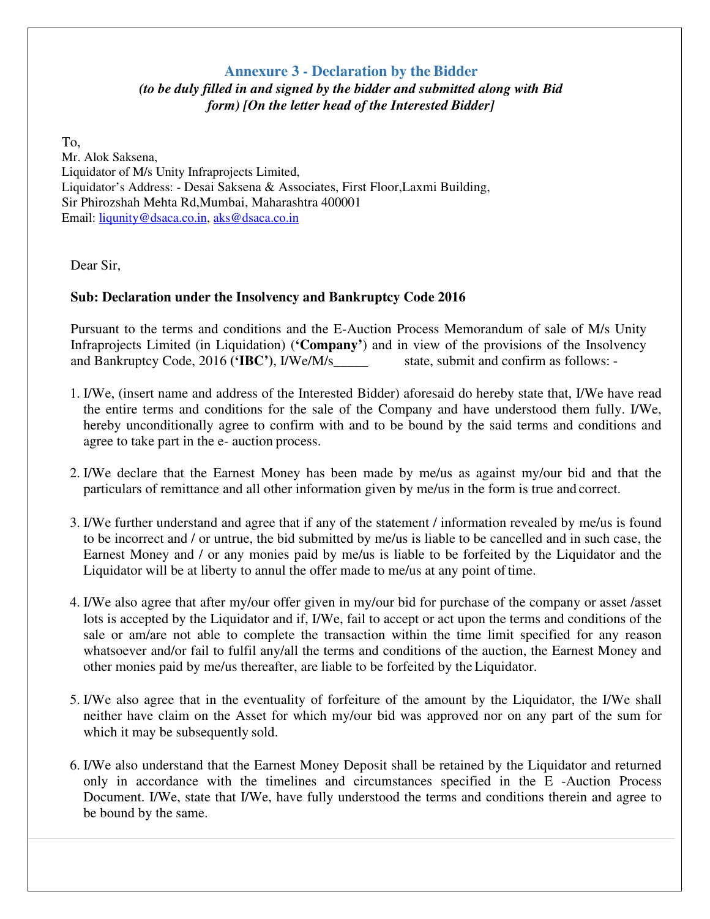## Annexure 3 - Declaration by the Bidder

***(to be duly filled in and signed by the bidder and submitted along with Bid form) [On the letter head of the Interested Bidder]***

To,
Mr. Alok Saksena,
Liquidator of M/s Unity Infraprojects Limited,
Liquidator's Address: - Desai Saksena & Associates, First Floor,Laxmi Building,
Sir Phirozshah Mehta Rd,Mumbai, Maharashtra 400001
Email: liqunity@dsaca.co.in, aks@dsaca.co.in

Dear Sir,

**Sub: Declaration under the Insolvency and Bankruptcy Code 2016**

Pursuant to the terms and conditions and the E-Auction Process Memorandum of sale of M/s Unity Infraprojects Limited (in Liquidation) (**'Company'**) and in view of the provisions of the Insolvency and Bankruptcy Code, 2016 (**'IBC'**), I/We/M/s_____ state, submit and confirm as follows: -

1. I/We, (insert name and address of the Interested Bidder) aforesaid do hereby state that, I/We have read the entire terms and conditions for the sale of the Company and have understood them fully. I/We, hereby unconditionally agree to confirm with and to be bound by the said terms and conditions and agree to take part in the e- auction process.

2. I/We declare that the Earnest Money has been made by me/us as against my/our bid and that the particulars of remittance and all other information given by me/us in the form is true and correct.

3. I/We further understand and agree that if any of the statement / information revealed by me/us is found to be incorrect and / or untrue, the bid submitted by me/us is liable to be cancelled and in such case, the Earnest Money and / or any monies paid by me/us is liable to be forfeited by the Liquidator and the Liquidator will be at liberty to annul the offer made to me/us at any point of time.

4. I/We also agree that after my/our offer given in my/our bid for purchase of the company or asset /asset lots is accepted by the Liquidator and if, I/We, fail to accept or act upon the terms and conditions of the sale or am/are not able to complete the transaction within the time limit specified for any reason whatsoever and/or fail to fulfil any/all the terms and conditions of the auction, the Earnest Money and other monies paid by me/us thereafter, are liable to be forfeited by the Liquidator.

5. I/We also agree that in the eventuality of forfeiture of the amount by the Liquidator, the I/We shall neither have claim on the Asset for which my/our bid was approved nor on any part of the sum for which it may be subsequently sold.

6. I/We also understand that the Earnest Money Deposit shall be retained by the Liquidator and returned only in accordance with the timelines and circumstances specified in the E -Auction Process Document. I/We, state that I/We, have fully understood the terms and conditions therein and agree to be bound by the same.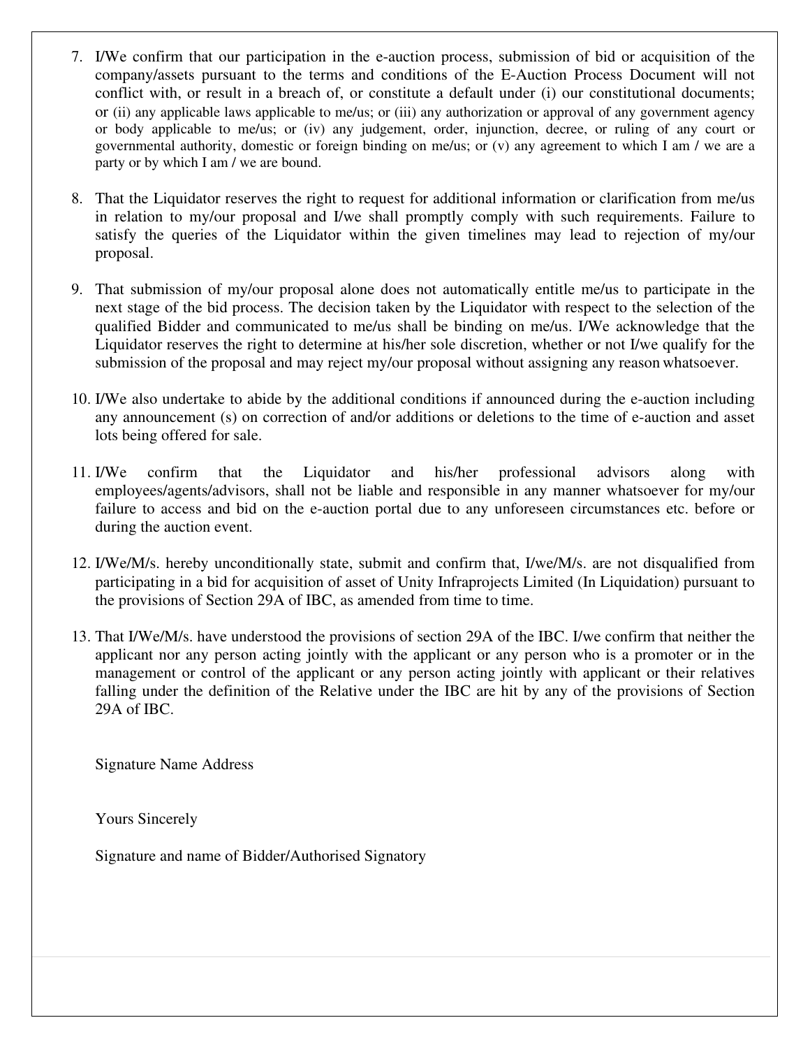7. I/We confirm that our participation in the e-auction process, submission of bid or acquisition of the company/assets pursuant to the terms and conditions of the E-Auction Process Document will not conflict with, or result in a breach of, or constitute a default under (i) our constitutional documents; or (ii) any applicable laws applicable to me/us; or (iii) any authorization or approval of any government agency or body applicable to me/us; or (iv) any judgement, order, injunction, decree, or ruling of any court or governmental authority, domestic or foreign binding on me/us; or (v) any agreement to which I am / we are a party or by which I am / we are bound.

8. That the Liquidator reserves the right to request for additional information or clarification from me/us in relation to my/our proposal and I/we shall promptly comply with such requirements. Failure to satisfy the queries of the Liquidator within the given timelines may lead to rejection of my/our proposal.

9. That submission of my/our proposal alone does not automatically entitle me/us to participate in the next stage of the bid process. The decision taken by the Liquidator with respect to the selection of the qualified Bidder and communicated to me/us shall be binding on me/us. I/We acknowledge that the Liquidator reserves the right to determine at his/her sole discretion, whether or not I/we qualify for the submission of the proposal and may reject my/our proposal without assigning any reason whatsoever.

10. I/We also undertake to abide by the additional conditions if announced during the e-auction including any announcement (s) on correction of and/or additions or deletions to the time of e-auction and asset lots being offered for sale.

11. I/We confirm that the Liquidator and his/her professional advisors along with employees/agents/advisors, shall not be liable and responsible in any manner whatsoever for my/our failure to access and bid on the e-auction portal due to any unforeseen circumstances etc. before or during the auction event.

12. I/We/M/s. hereby unconditionally state, submit and confirm that, I/we/M/s. are not disqualified from participating in a bid for acquisition of asset of Unity Infraprojects Limited (In Liquidation) pursuant to the provisions of Section 29A of IBC, as amended from time to time.

13. That I/We/M/s. have understood the provisions of section 29A of the IBC. I/we confirm that neither the applicant nor any person acting jointly with the applicant or any person who is a promoter or in the management or control of the applicant or any person acting jointly with applicant or their relatives falling under the definition of the Relative under the IBC are hit by any of the provisions of Section 29A of IBC.

Signature Name Address

Yours Sincerely

Signature and name of Bidder/Authorised Signatory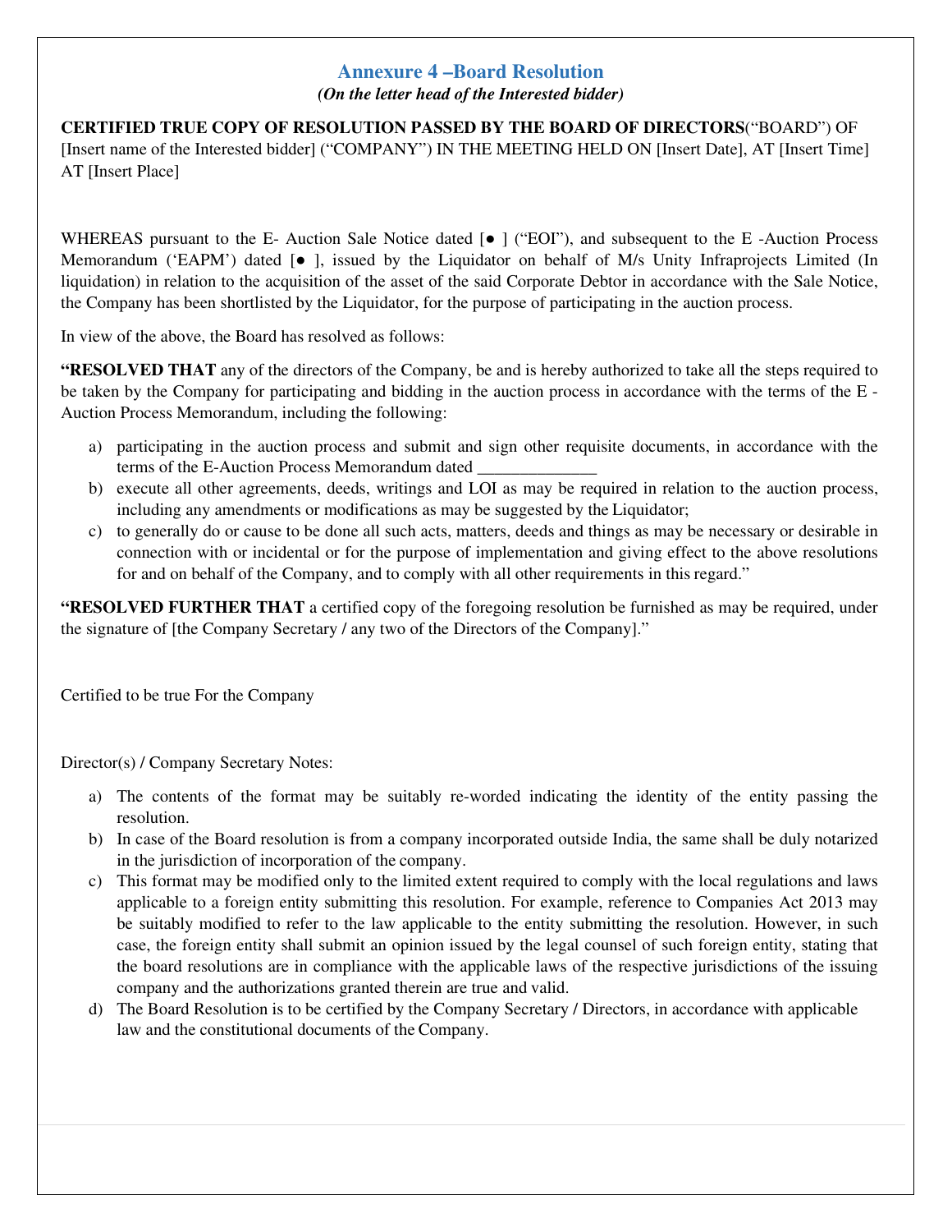## Annexure 4 –Board Resolution

***(On the letter head of the Interested bidder)***

**CERTIFIED TRUE COPY OF RESOLUTION PASSED BY THE BOARD OF DIRECTORS**("BOARD") OF [Insert name of the Interested bidder] ("COMPANY") IN THE MEETING HELD ON [Insert Date], AT [Insert Time] AT [Insert Place]

WHEREAS pursuant to the E- Auction Sale Notice dated [● ] ("EOI"), and subsequent to the E -Auction Process Memorandum ('EAPM') dated [● ], issued by the Liquidator on behalf of M/s Unity Infraprojects Limited (In liquidation) in relation to the acquisition of the asset of the said Corporate Debtor in accordance with the Sale Notice, the Company has been shortlisted by the Liquidator, for the purpose of participating in the auction process.

In view of the above, the Board has resolved as follows:

**"RESOLVED THAT** any of the directors of the Company, be and is hereby authorized to take all the steps required to be taken by the Company for participating and bidding in the auction process in accordance with the terms of the E -Auction Process Memorandum, including the following:

a) participating in the auction process and submit and sign other requisite documents, in accordance with the terms of the E-Auction Process Memorandum dated ______________
b) execute all other agreements, deeds, writings and LOI as may be required in relation to the auction process, including any amendments or modifications as may be suggested by the Liquidator;
c) to generally do or cause to be done all such acts, matters, deeds and things as may be necessary or desirable in connection with or incidental or for the purpose of implementation and giving effect to the above resolutions for and on behalf of the Company, and to comply with all other requirements in this regard."

**"RESOLVED FURTHER THAT** a certified copy of the foregoing resolution be furnished as may be required, under the signature of [the Company Secretary / any two of the Directors of the Company]."

Certified to be true For the Company

Director(s) / Company Secretary Notes:

a) The contents of the format may be suitably re-worded indicating the identity of the entity passing the resolution.
b) In case of the Board resolution is from a company incorporated outside India, the same shall be duly notarized in the jurisdiction of incorporation of the company.
c) This format may be modified only to the limited extent required to comply with the local regulations and laws applicable to a foreign entity submitting this resolution. For example, reference to Companies Act 2013 may be suitably modified to refer to the law applicable to the entity submitting the resolution. However, in such case, the foreign entity shall submit an opinion issued by the legal counsel of such foreign entity, stating that the board resolutions are in compliance with the applicable laws of the respective jurisdictions of the issuing company and the authorizations granted therein are true and valid.
d) The Board Resolution is to be certified by the Company Secretary / Directors, in accordance with applicable law and the constitutional documents of the Company.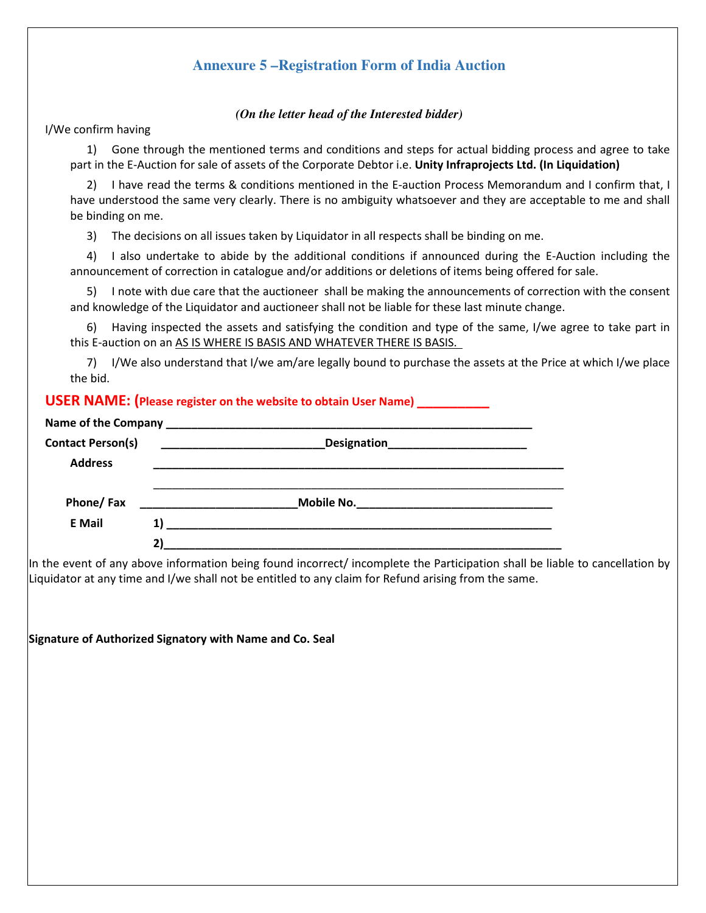## Annexure 5 –Registration Form of India Auction

*(On the letter head of the Interested bidder)*

I/We confirm having

1) Gone through the mentioned terms and conditions and steps for actual bidding process and agree to take part in the E-Auction for sale of assets of the Corporate Debtor i.e. **Unity Infraprojects Ltd. (In Liquidation)**

2) I have read the terms & conditions mentioned in the E-auction Process Memorandum and I confirm that, I have understood the same very clearly. There is no ambiguity whatsoever and they are acceptable to me and shall be binding on me.

3) The decisions on all issues taken by Liquidator in all respects shall be binding on me.

4) I also undertake to abide by the additional conditions if announced during the E-Auction including the announcement of correction in catalogue and/or additions or deletions of items being offered for sale.

5) I note with due care that the auctioneer shall be making the announcements of correction with the consent and knowledge of the Liquidator and auctioneer shall not be liable for these last minute change.

6) Having inspected the assets and satisfying the condition and type of the same, I/we agree to take part in this E-auction on an AS IS WHERE IS BASIS AND WHATEVER THERE IS BASIS.

7) I/We also understand that I/we am/are legally bound to purchase the assets at the Price at which I/we place the bid.

**USER NAME: (Please register on the website to obtain User Name) __________**

**Name of the Company** ____________________________________________________________

**Contact Person(s)** __________________________ **Designation** ______________________

**Address** ____________________________________________________________________

____________________________________________________________________

**Phone/ Fax** _________________________ **Mobile No.** _______________________________

**E Mail** 1) _______________________________________________________________

2) _______________________________________________________________

In the event of any above information being found incorrect/ incomplete the Participation shall be liable to cancellation by Liquidator at any time and I/we shall not be entitled to any claim for Refund arising from the same.

**Signature of Authorized Signatory with Name and Co. Seal**